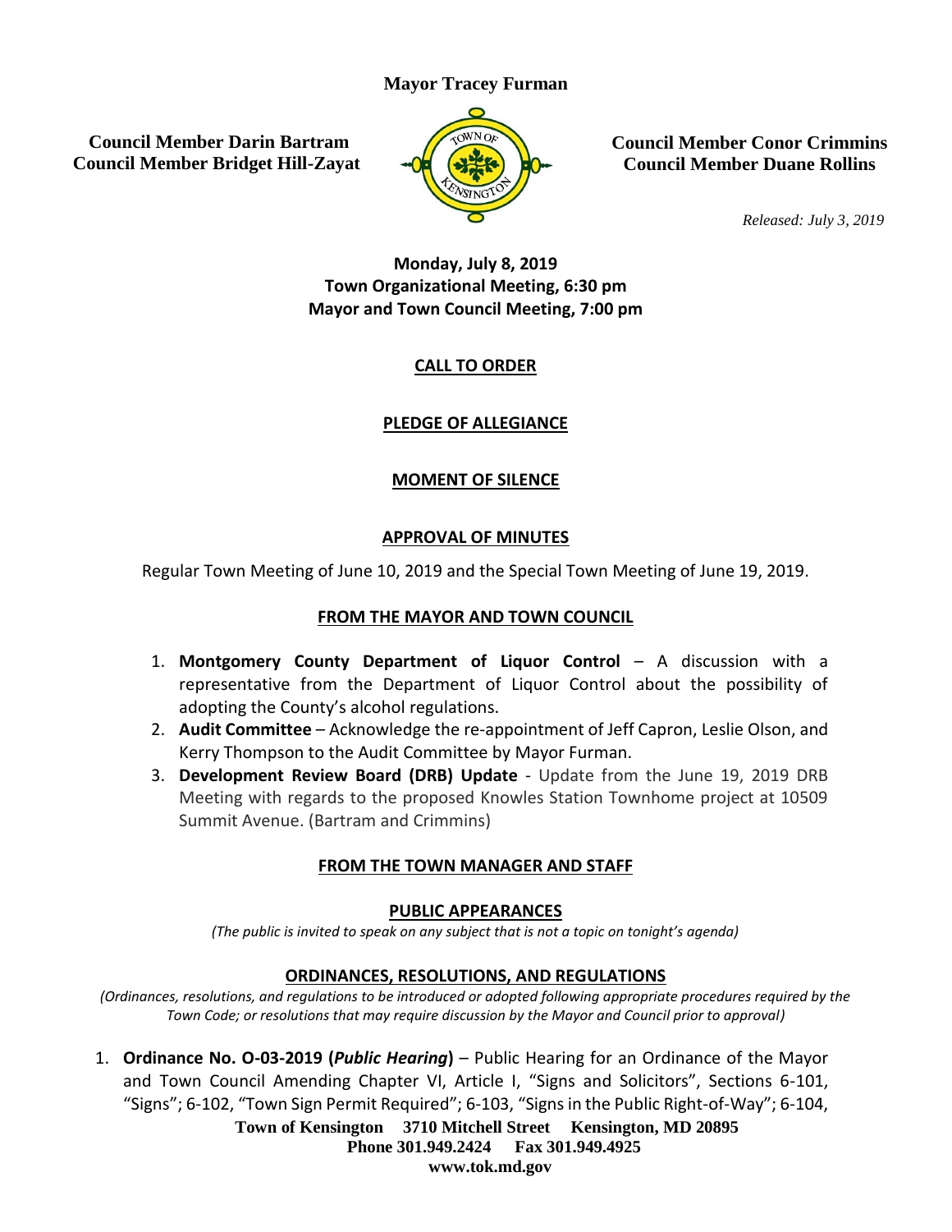**Mayor Tracey Furman**

**Council Member Darin Bartram**
**Council Member Bridget Hill-Zayat**

**Council Member Conor Crimmins**
**Council Member Duane Rollins**

*Released: July 3, 2019*

**Monday, July 8, 2019**
**Town Organizational Meeting, 6:30 pm**
**Mayor and Town Council Meeting, 7:00 pm**

## CALL TO ORDER

## PLEDGE OF ALLEGIANCE

## MOMENT OF SILENCE

## APPROVAL OF MINUTES

Regular Town Meeting of June 10, 2019 and the Special Town Meeting of June 19, 2019.

## FROM THE MAYOR AND TOWN COUNCIL

1. **Montgomery County Department of Liquor Control** – A discussion with a representative from the Department of Liquor Control about the possibility of adopting the County's alcohol regulations.
2. **Audit Committee** – Acknowledge the re-appointment of Jeff Capron, Leslie Olson, and Kerry Thompson to the Audit Committee by Mayor Furman.
3. **Development Review Board (DRB) Update** - Update from the June 19, 2019 DRB Meeting with regards to the proposed Knowles Station Townhome project at 10509 Summit Avenue. (Bartram and Crimmins)

## FROM THE TOWN MANAGER AND STAFF

## PUBLIC APPEARANCES

*(The public is invited to speak on any subject that is not a topic on tonight's agenda)*

## ORDINANCES, RESOLUTIONS, AND REGULATIONS

*(Ordinances, resolutions, and regulations to be introduced or adopted following appropriate procedures required by the Town Code; or resolutions that may require discussion by the Mayor and Council prior to approval)*

1. **Ordinance No. O-03-2019 (*Public Hearing*)** – Public Hearing for an Ordinance of the Mayor and Town Council Amending Chapter VI, Article I, "Signs and Solicitors", Sections 6-101, "Signs"; 6-102, "Town Sign Permit Required"; 6-103, "Signs in the Public Right-of-Way"; 6-104,

**Town of Kensington 3710 Mitchell Street Kensington, MD 20895**
**Phone 301.949.2424 Fax 301.949.4925**
**www.tok.md.gov**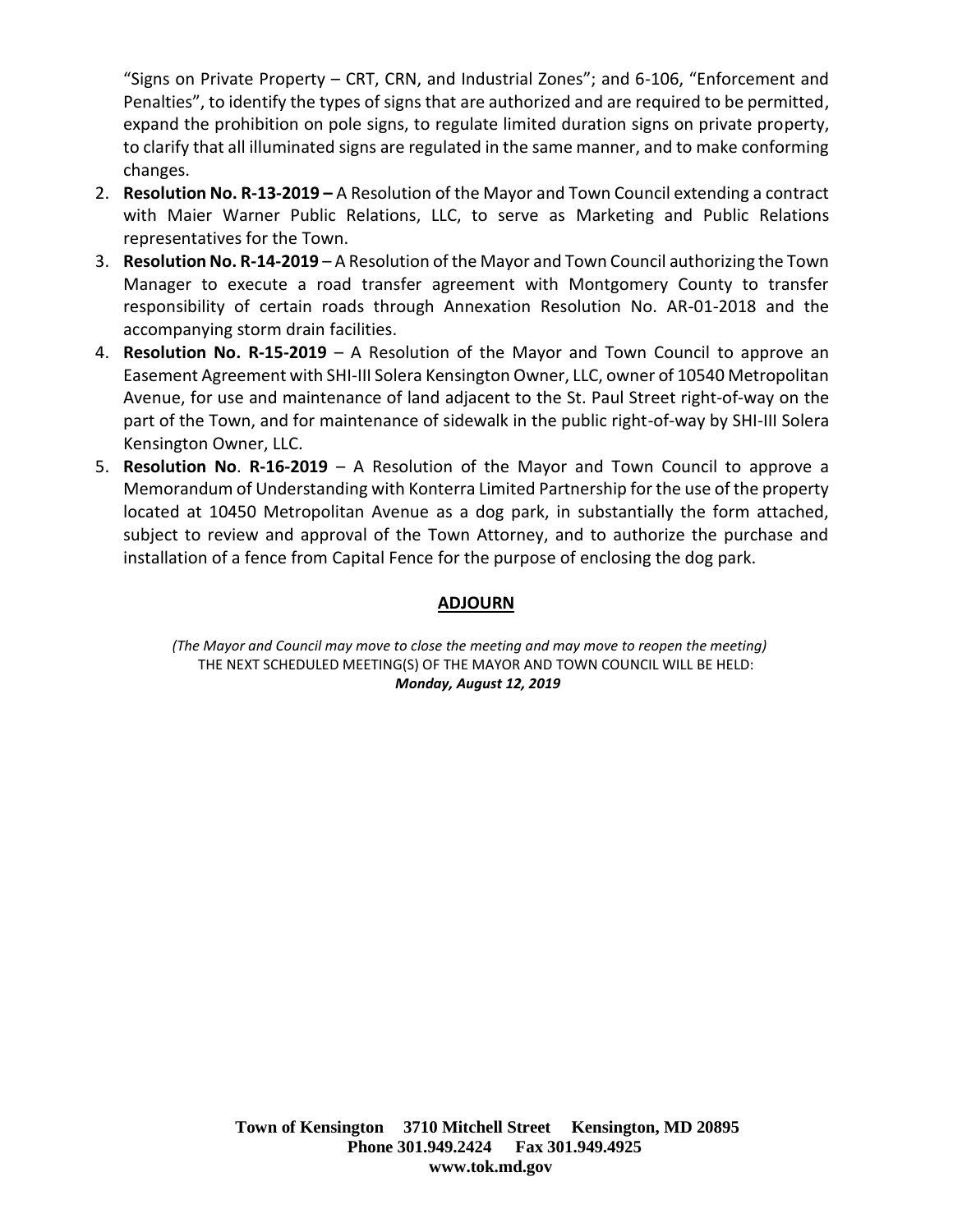"Signs on Private Property – CRT, CRN, and Industrial Zones"; and 6-106, "Enforcement and Penalties", to identify the types of signs that are authorized and are required to be permitted, expand the prohibition on pole signs, to regulate limited duration signs on private property, to clarify that all illuminated signs are regulated in the same manner, and to make conforming changes.

2. **Resolution No. R-13-2019 –** A Resolution of the Mayor and Town Council extending a contract with Maier Warner Public Relations, LLC, to serve as Marketing and Public Relations representatives for the Town.
3. **Resolution No. R-14-2019** – A Resolution of the Mayor and Town Council authorizing the Town Manager to execute a road transfer agreement with Montgomery County to transfer responsibility of certain roads through Annexation Resolution No. AR-01-2018 and the accompanying storm drain facilities.
4. **Resolution No. R-15-2019** – A Resolution of the Mayor and Town Council to approve an Easement Agreement with SHI-III Solera Kensington Owner, LLC, owner of 10540 Metropolitan Avenue, for use and maintenance of land adjacent to the St. Paul Street right-of-way on the part of the Town, and for maintenance of sidewalk in the public right-of-way by SHI-III Solera Kensington Owner, LLC.
5. **Resolution No**. **R-16-2019** – A Resolution of the Mayor and Town Council to approve a Memorandum of Understanding with Konterra Limited Partnership for the use of the property located at 10450 Metropolitan Avenue as a dog park, in substantially the form attached, subject to review and approval of the Town Attorney, and to authorize the purchase and installation of a fence from Capital Fence for the purpose of enclosing the dog park.

## ADJOURN

*(The Mayor and Council may move to close the meeting and may move to reopen the meeting)*
THE NEXT SCHEDULED MEETING(S) OF THE MAYOR AND TOWN COUNCIL WILL BE HELD:
***Monday, August 12, 2019***

**Town of Kensington 3710 Mitchell Street Kensington, MD 20895**
**Phone 301.949.2424 Fax 301.949.4925**
**www.tok.md.gov**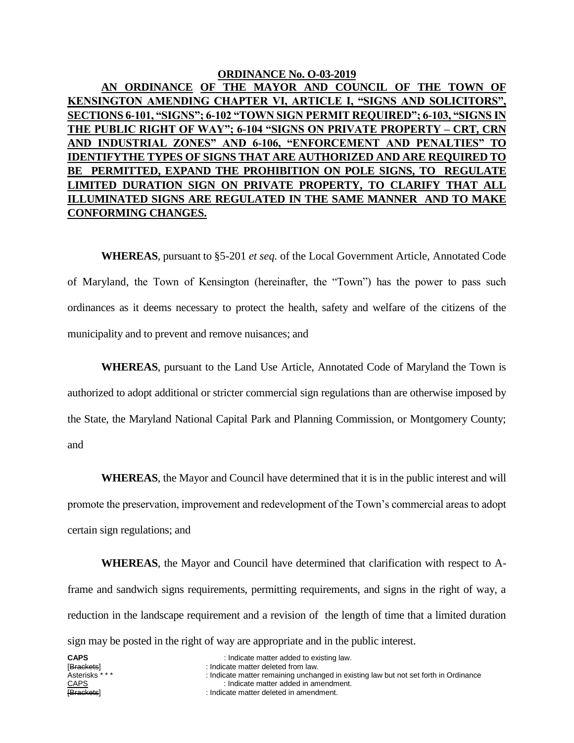**ORDINANCE No. O-03-2019**

**AN ORDINANCE OF THE MAYOR AND COUNCIL OF THE TOWN OF KENSINGTON AMENDING CHAPTER VI, ARTICLE I, "SIGNS AND SOLICITORS", SECTIONS 6-101, "SIGNS"; 6-102 "TOWN SIGN PERMIT REQUIRED"; 6-103, "SIGNS IN THE PUBLIC RIGHT OF WAY"; 6-104 "SIGNS ON PRIVATE PROPERTY – CRT, CRN AND INDUSTRIAL ZONES" AND 6-106, "ENFORCEMENT AND PENALTIES" TO IDENTIFYTHE TYPES OF SIGNS THAT ARE AUTHORIZED AND ARE REQUIRED TO BE PERMITTED, EXPAND THE PROHIBITION ON POLE SIGNS, TO REGULATE LIMITED DURATION SIGN ON PRIVATE PROPERTY, TO CLARIFY THAT ALL ILLUMINATED SIGNS ARE REGULATED IN THE SAME MANNER AND TO MAKE CONFORMING CHANGES.**

**WHEREAS**, pursuant to §5-201 *et seq.* of the Local Government Article, Annotated Code of Maryland, the Town of Kensington (hereinafter, the "Town") has the power to pass such ordinances as it deems necessary to protect the health, safety and welfare of the citizens of the municipality and to prevent and remove nuisances; and

**WHEREAS**, pursuant to the Land Use Article, Annotated Code of Maryland the Town is authorized to adopt additional or stricter commercial sign regulations than are otherwise imposed by the State, the Maryland National Capital Park and Planning Commission, or Montgomery County; and

**WHEREAS**, the Mayor and Council have determined that it is in the public interest and will promote the preservation, improvement and redevelopment of the Town's commercial areas to adopt certain sign regulations; and

**WHEREAS**, the Mayor and Council have determined that clarification with respect to A-frame and sandwich signs requirements, permitting requirements, and signs in the right of way, a reduction in the landscape requirement and a revision of the length of time that a limited duration sign may be posted in the right of way are appropriate and in the public interest.

| | |
|---|---|
| **CAPS** | : Indicate matter added to existing law. |
| [~~Brackets~~] | : Indicate matter deleted from law. |
| Asterisks * * * | : Indicate matter remaining unchanged in existing law but not set forth in Ordinance |
| CAPS | : Indicate matter added in amendment. |
| ~~[Brackets]~~ | : Indicate matter deleted in amendment. |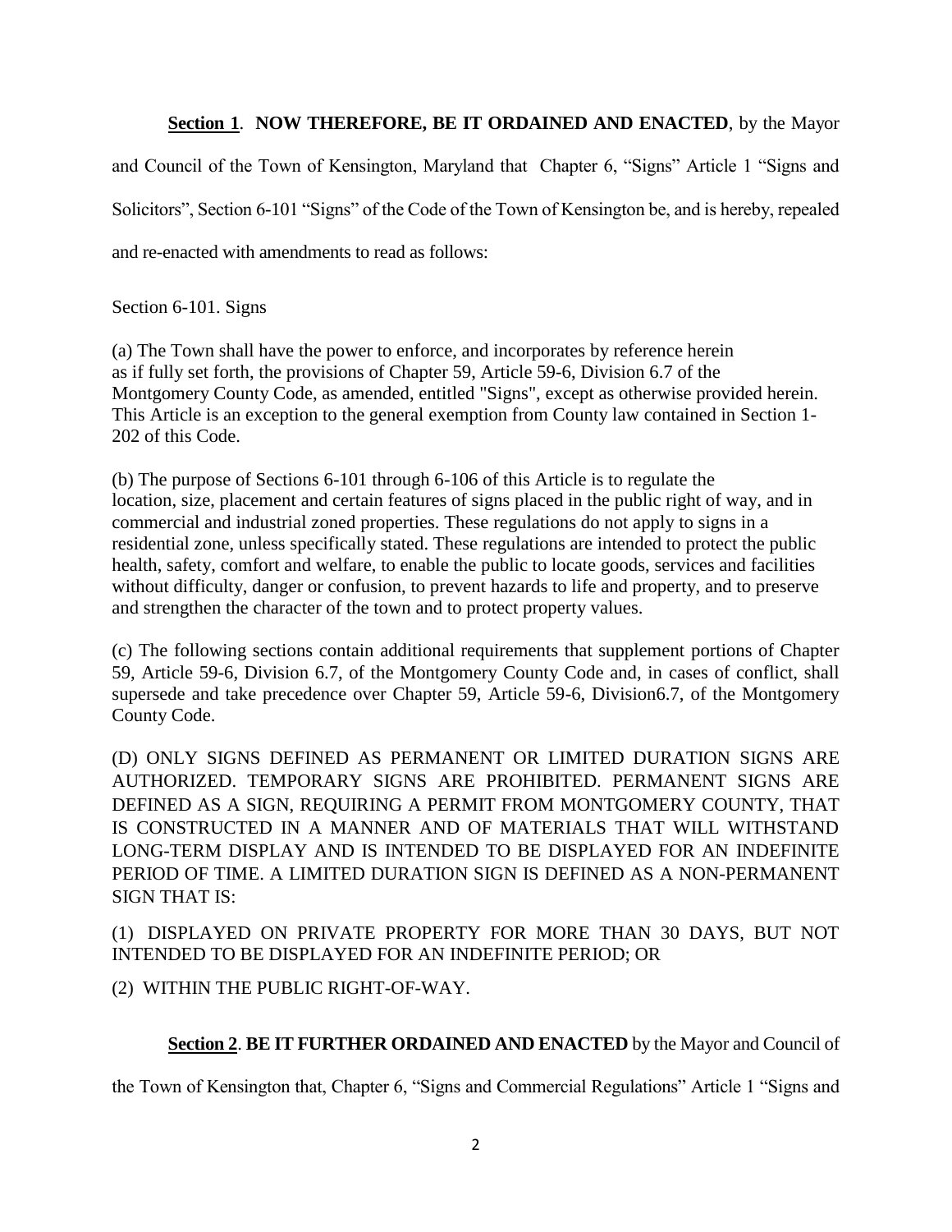**Section 1**. **NOW THEREFORE, BE IT ORDAINED AND ENACTED**, by the Mayor and Council of the Town of Kensington, Maryland that Chapter 6, "Signs" Article 1 "Signs and Solicitors", Section 6-101 "Signs" of the Code of the Town of Kensington be, and is hereby, repealed and re-enacted with amendments to read as follows:

Section 6-101. Signs

(a) The Town shall have the power to enforce, and incorporates by reference herein as if fully set forth, the provisions of Chapter 59, Article 59-6, Division 6.7 of the Montgomery County Code, as amended, entitled "Signs", except as otherwise provided herein. This Article is an exception to the general exemption from County law contained in Section 1-202 of this Code.

(b) The purpose of Sections 6-101 through 6-106 of this Article is to regulate the location, size, placement and certain features of signs placed in the public right of way, and in commercial and industrial zoned properties. These regulations do not apply to signs in a residential zone, unless specifically stated. These regulations are intended to protect the public health, safety, comfort and welfare, to enable the public to locate goods, services and facilities without difficulty, danger or confusion, to prevent hazards to life and property, and to preserve and strengthen the character of the town and to protect property values.

(c) The following sections contain additional requirements that supplement portions of Chapter 59, Article 59-6, Division 6.7, of the Montgomery County Code and, in cases of conflict, shall supersede and take precedence over Chapter 59, Article 59-6, Division6.7, of the Montgomery County Code.

(D) ONLY SIGNS DEFINED AS PERMANENT OR LIMITED DURATION SIGNS ARE AUTHORIZED. TEMPORARY SIGNS ARE PROHIBITED. PERMANENT SIGNS ARE DEFINED AS A SIGN, REQUIRING A PERMIT FROM MONTGOMERY COUNTY, THAT IS CONSTRUCTED IN A MANNER AND OF MATERIALS THAT WILL WITHSTAND LONG-TERM DISPLAY AND IS INTENDED TO BE DISPLAYED FOR AN INDEFINITE PERIOD OF TIME. A LIMITED DURATION SIGN IS DEFINED AS A NON-PERMANENT SIGN THAT IS:

(1) DISPLAYED ON PRIVATE PROPERTY FOR MORE THAN 30 DAYS, BUT NOT INTENDED TO BE DISPLAYED FOR AN INDEFINITE PERIOD; OR

(2) WITHIN THE PUBLIC RIGHT-OF-WAY.

**Section 2**. **BE IT FURTHER ORDAINED AND ENACTED** by the Mayor and Council of the Town of Kensington that, Chapter 6, "Signs and Commercial Regulations" Article 1 "Signs and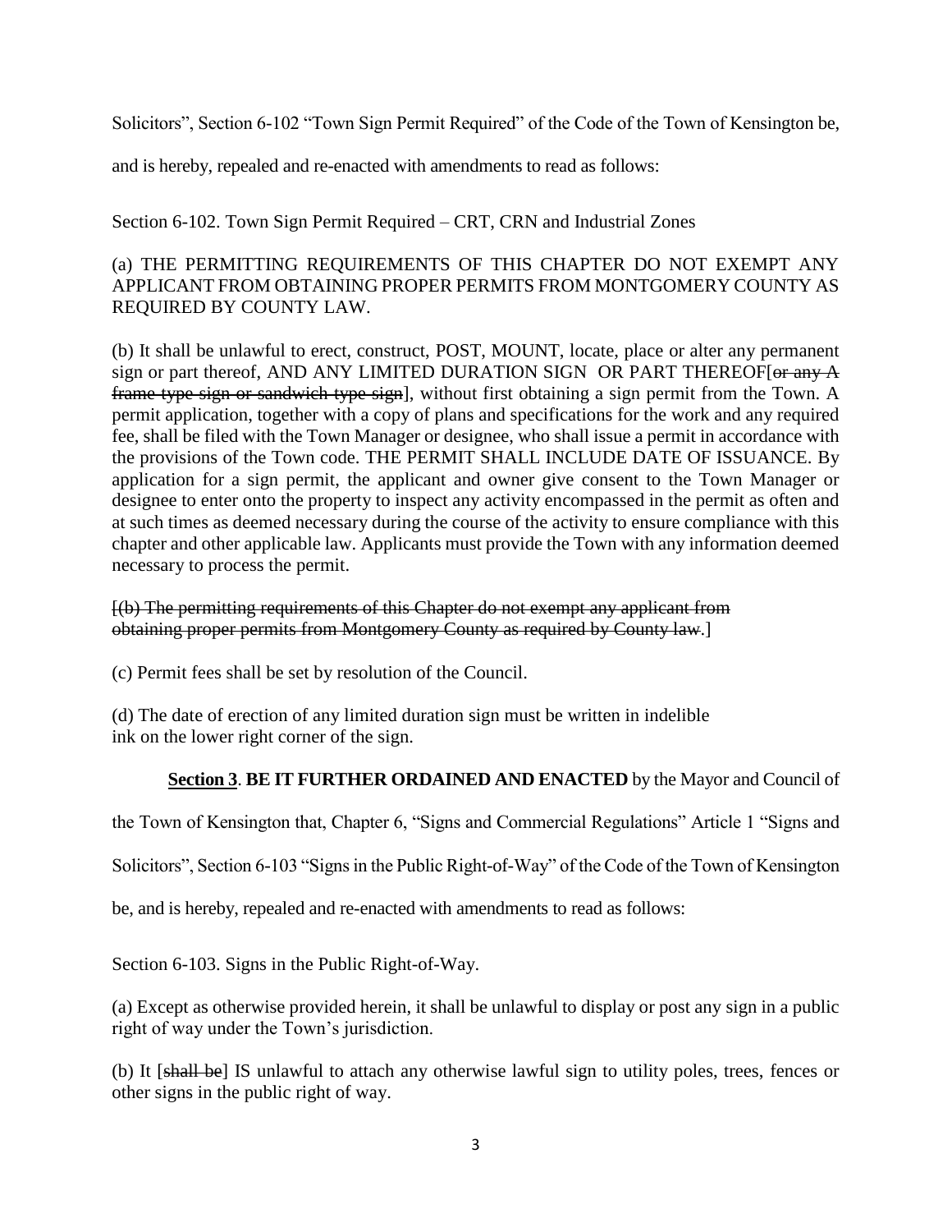Solicitors", Section 6-102 "Town Sign Permit Required" of the Code of the Town of Kensington be, and is hereby, repealed and re-enacted with amendments to read as follows:

Section 6-102. Town Sign Permit Required – CRT, CRN and Industrial Zones

(a) THE PERMITTING REQUIREMENTS OF THIS CHAPTER DO NOT EXEMPT ANY APPLICANT FROM OBTAINING PROPER PERMITS FROM MONTGOMERY COUNTY AS REQUIRED BY COUNTY LAW.

(b) It shall be unlawful to erect, construct, POST, MOUNT, locate, place or alter any permanent sign or part thereof, AND ANY LIMITED DURATION SIGN OR PART THEREOF[~~or any A frame type sign or sandwich type sign~~], without first obtaining a sign permit from the Town. A permit application, together with a copy of plans and specifications for the work and any required fee, shall be filed with the Town Manager or designee, who shall issue a permit in accordance with the provisions of the Town code. THE PERMIT SHALL INCLUDE DATE OF ISSUANCE. By application for a sign permit, the applicant and owner give consent to the Town Manager or designee to enter onto the property to inspect any activity encompassed in the permit as often and at such times as deemed necessary during the course of the activity to ensure compliance with this chapter and other applicable law. Applicants must provide the Town with any information deemed necessary to process the permit.

[~~(b) The permitting requirements of this Chapter do not exempt any applicant from obtaining proper permits from Montgomery County as required by County law.~~]

(c) Permit fees shall be set by resolution of the Council.

(d) The date of erection of any limited duration sign must be written in indelible ink on the lower right corner of the sign.

**Section 3**. **BE IT FURTHER ORDAINED AND ENACTED** by the Mayor and Council of the Town of Kensington that, Chapter 6, "Signs and Commercial Regulations" Article 1 "Signs and Solicitors", Section 6-103 "Signs in the Public Right-of-Way" of the Code of the Town of Kensington be, and is hereby, repealed and re-enacted with amendments to read as follows:

Section 6-103. Signs in the Public Right-of-Way.

(a) Except as otherwise provided herein, it shall be unlawful to display or post any sign in a public right of way under the Town's jurisdiction.

(b) It [~~shall be~~] IS unlawful to attach any otherwise lawful sign to utility poles, trees, fences or other signs in the public right of way.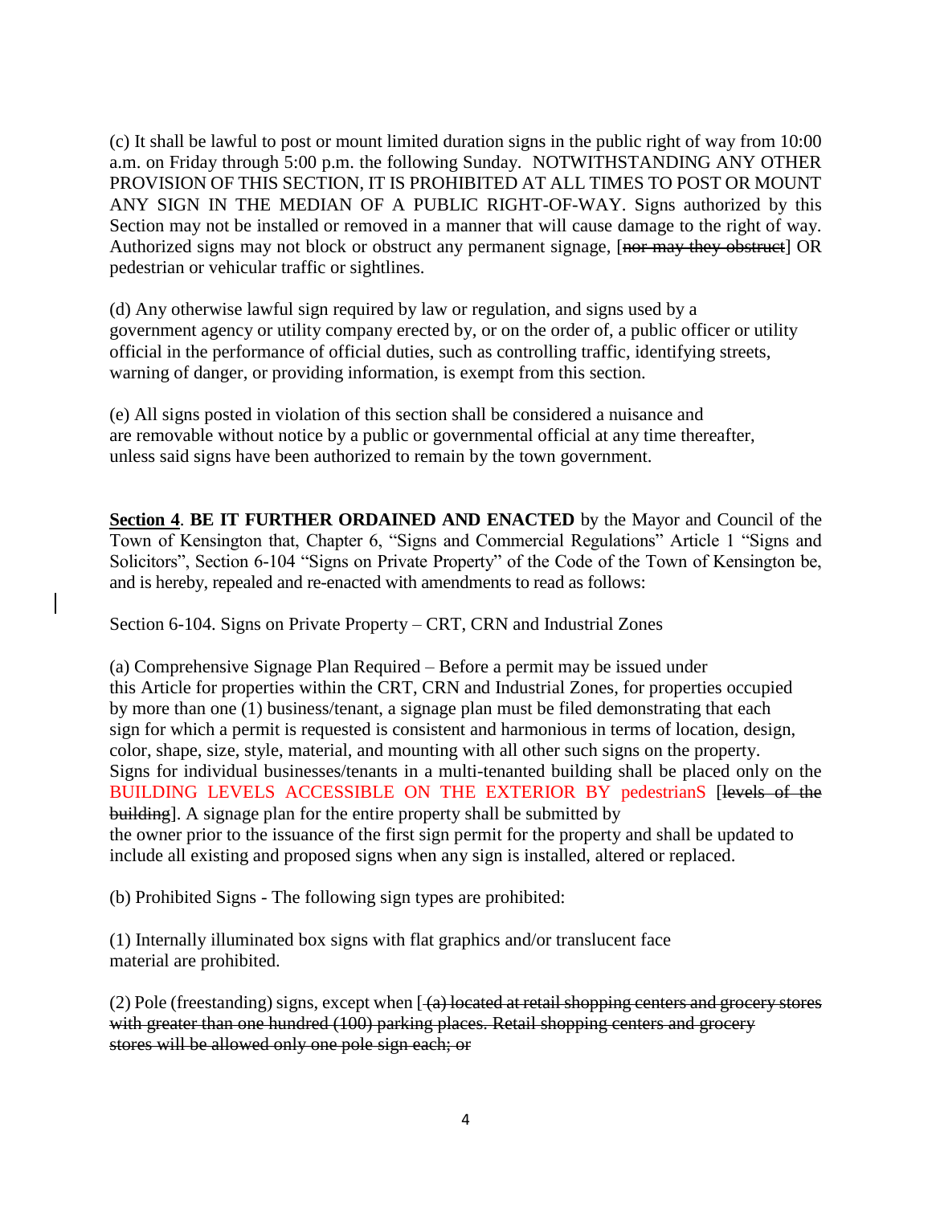(c) It shall be lawful to post or mount limited duration signs in the public right of way from 10:00 a.m. on Friday through 5:00 p.m. the following Sunday. NOTWITHSTANDING ANY OTHER PROVISION OF THIS SECTION, IT IS PROHIBITED AT ALL TIMES TO POST OR MOUNT ANY SIGN IN THE MEDIAN OF A PUBLIC RIGHT-OF-WAY. Signs authorized by this Section may not be installed or removed in a manner that will cause damage to the right of way. Authorized signs may not block or obstruct any permanent signage, [~~nor may they obstruct~~] OR pedestrian or vehicular traffic or sightlines.

(d) Any otherwise lawful sign required by law or regulation, and signs used by a government agency or utility company erected by, or on the order of, a public officer or utility official in the performance of official duties, such as controlling traffic, identifying streets, warning of danger, or providing information, is exempt from this section.

(e) All signs posted in violation of this section shall be considered a nuisance and are removable without notice by a public or governmental official at any time thereafter, unless said signs have been authorized to remain by the town government.

**Section 4**. **BE IT FURTHER ORDAINED AND ENACTED** by the Mayor and Council of the Town of Kensington that, Chapter 6, "Signs and Commercial Regulations" Article 1 "Signs and Solicitors", Section 6-104 "Signs on Private Property" of the Code of the Town of Kensington be, and is hereby, repealed and re-enacted with amendments to read as follows:

Section 6-104. Signs on Private Property – CRT, CRN and Industrial Zones

(a) Comprehensive Signage Plan Required – Before a permit may be issued under this Article for properties within the CRT, CRN and Industrial Zones, for properties occupied by more than one (1) business/tenant, a signage plan must be filed demonstrating that each sign for which a permit is requested is consistent and harmonious in terms of location, design, color, shape, size, style, material, and mounting with all other such signs on the property. Signs for individual businesses/tenants in a multi-tenanted building shall be placed only on the BUILDING LEVELS ACCESSIBLE ON THE EXTERIOR BY pedestrianS [~~levels of the building~~]. A signage plan for the entire property shall be submitted by the owner prior to the issuance of the first sign permit for the property and shall be updated to include all existing and proposed signs when any sign is installed, altered or replaced.

(b) Prohibited Signs - The following sign types are prohibited:

(1) Internally illuminated box signs with flat graphics and/or translucent face material are prohibited.

(2) Pole (freestanding) signs, except when [~~(a) located at retail shopping centers and grocery stores with greater than one hundred (100) parking places. Retail shopping centers and grocery stores will be allowed only one pole sign each; or~~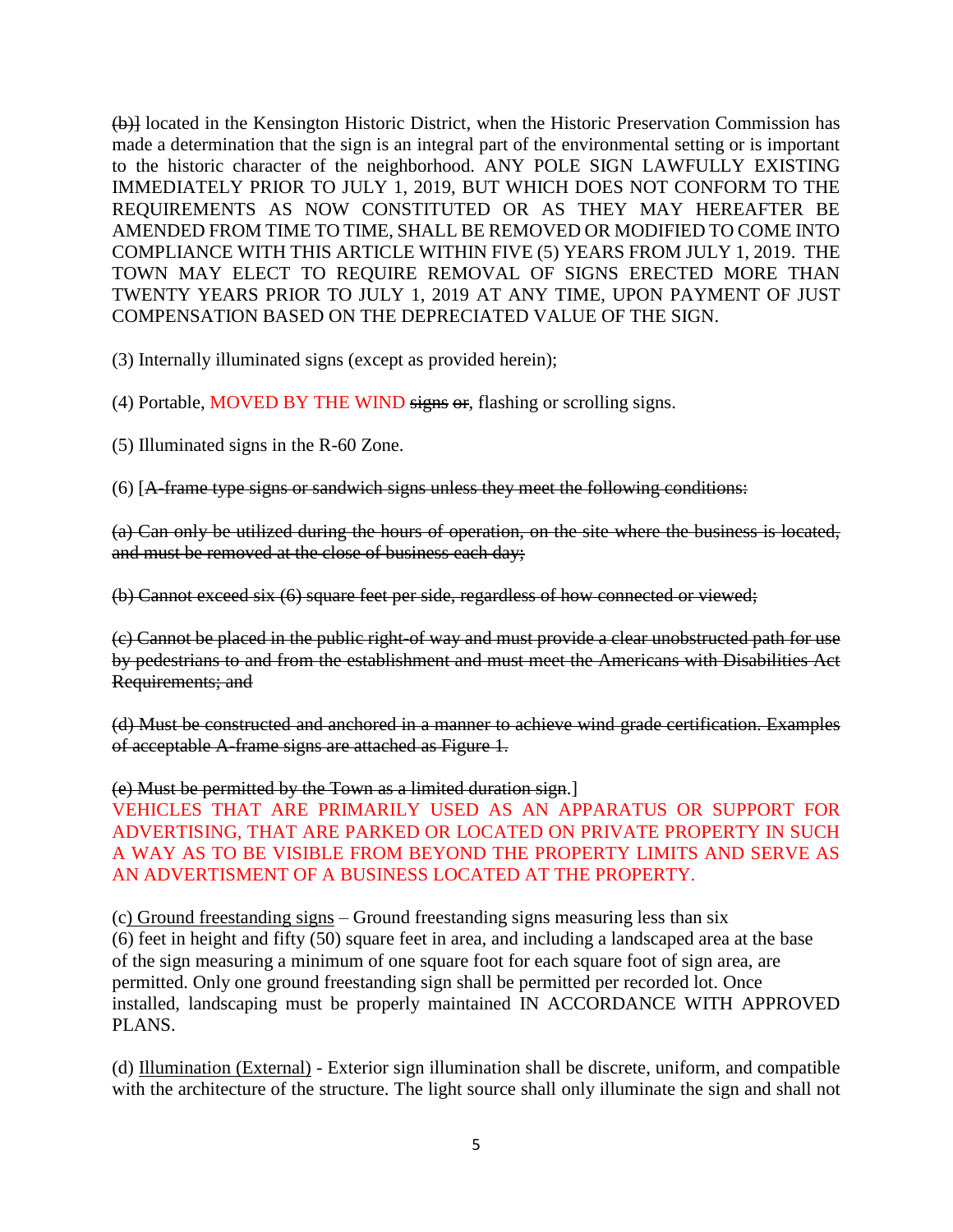~~(b)~~] located in the Kensington Historic District, when the Historic Preservation Commission has made a determination that the sign is an integral part of the environmental setting or is important to the historic character of the neighborhood. ANY POLE SIGN LAWFULLY EXISTING IMMEDIATELY PRIOR TO JULY 1, 2019, BUT WHICH DOES NOT CONFORM TO THE REQUIREMENTS AS NOW CONSTITUTED OR AS THEY MAY HEREAFTER BE AMENDED FROM TIME TO TIME, SHALL BE REMOVED OR MODIFIED TO COME INTO COMPLIANCE WITH THIS ARTICLE WITHIN FIVE (5) YEARS FROM JULY 1, 2019. THE TOWN MAY ELECT TO REQUIRE REMOVAL OF SIGNS ERECTED MORE THAN TWENTY YEARS PRIOR TO JULY 1, 2019 AT ANY TIME, UPON PAYMENT OF JUST COMPENSATION BASED ON THE DEPRECIATED VALUE OF THE SIGN.

(3) Internally illuminated signs (except as provided herein);

(4) Portable, MOVED BY THE WIND ~~signs or~~, flashing or scrolling signs.

(5) Illuminated signs in the R-60 Zone.

(6) [~~A-frame type signs or sandwich signs unless they meet the following conditions:~~

~~(a) Can only be utilized during the hours of operation, on the site where the business is located, and must be removed at the close of business each day;~~

~~(b) Cannot exceed six (6) square feet per side, regardless of how connected or viewed;~~

~~(c) Cannot be placed in the public right-of way and must provide a clear unobstructed path for use by pedestrians to and from the establishment and must meet the Americans with Disabilities Act Requirements; and~~

~~(d) Must be constructed and anchored in a manner to achieve wind grade certification. Examples of acceptable A-frame signs are attached as Figure 1.~~

~~(e) Must be permitted by the Town as a limited duration sign.~~]
VEHICLES THAT ARE PRIMARILY USED AS AN APPARATUS OR SUPPORT FOR ADVERTISING, THAT ARE PARKED OR LOCATED ON PRIVATE PROPERTY IN SUCH A WAY AS TO BE VISIBLE FROM BEYOND THE PROPERTY LIMITS AND SERVE AS AN ADVERTISMENT OF A BUSINESS LOCATED AT THE PROPERTY.

(c) Ground freestanding signs – Ground freestanding signs measuring less than six (6) feet in height and fifty (50) square feet in area, and including a landscaped area at the base of the sign measuring a minimum of one square foot for each square foot of sign area, are permitted. Only one ground freestanding sign shall be permitted per recorded lot. Once installed, landscaping must be properly maintained IN ACCORDANCE WITH APPROVED PLANS.

(d) Illumination (External) - Exterior sign illumination shall be discrete, uniform, and compatible with the architecture of the structure. The light source shall only illuminate the sign and shall not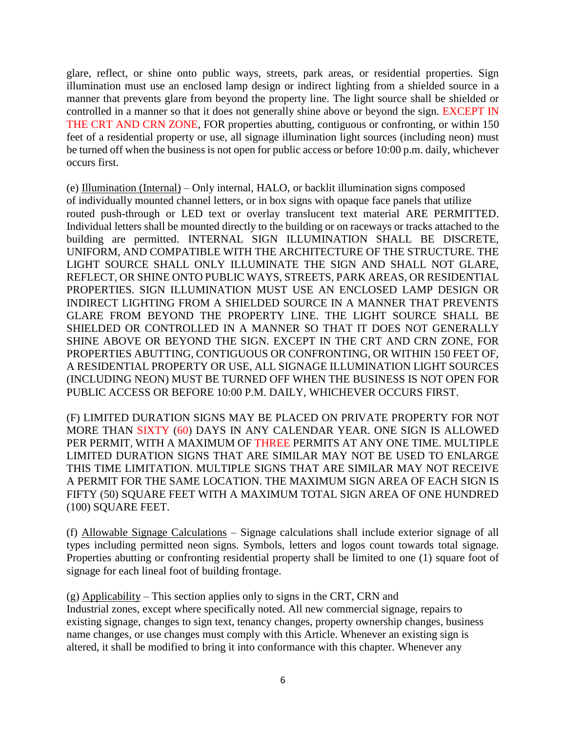glare, reflect, or shine onto public ways, streets, park areas, or residential properties. Sign illumination must use an enclosed lamp design or indirect lighting from a shielded source in a manner that prevents glare from beyond the property line. The light source shall be shielded or controlled in a manner so that it does not generally shine above or beyond the sign. EXCEPT IN THE CRT AND CRN ZONE, FOR properties abutting, contiguous or confronting, or within 150 feet of a residential property or use, all signage illumination light sources (including neon) must be turned off when the business is not open for public access or before 10:00 p.m. daily, whichever occurs first.

(e) Illumination (Internal) – Only internal, HALO, or backlit illumination signs composed of individually mounted channel letters, or in box signs with opaque face panels that utilize routed push-through or LED text or overlay translucent text material ARE PERMITTED. Individual letters shall be mounted directly to the building or on raceways or tracks attached to the building are permitted. INTERNAL SIGN ILLUMINATION SHALL BE DISCRETE, UNIFORM, AND COMPATIBLE WITH THE ARCHITECTURE OF THE STRUCTURE. THE LIGHT SOURCE SHALL ONLY ILLUMINATE THE SIGN AND SHALL NOT GLARE, REFLECT, OR SHINE ONTO PUBLIC WAYS, STREETS, PARK AREAS, OR RESIDENTIAL PROPERTIES. SIGN ILLUMINATION MUST USE AN ENCLOSED LAMP DESIGN OR INDIRECT LIGHTING FROM A SHIELDED SOURCE IN A MANNER THAT PREVENTS GLARE FROM BEYOND THE PROPERTY LINE. THE LIGHT SOURCE SHALL BE SHIELDED OR CONTROLLED IN A MANNER SO THAT IT DOES NOT GENERALLY SHINE ABOVE OR BEYOND THE SIGN. EXCEPT IN THE CRT AND CRN ZONE, FOR PROPERTIES ABUTTING, CONTIGUOUS OR CONFRONTING, OR WITHIN 150 FEET OF, A RESIDENTIAL PROPERTY OR USE, ALL SIGNAGE ILLUMINATION LIGHT SOURCES (INCLUDING NEON) MUST BE TURNED OFF WHEN THE BUSINESS IS NOT OPEN FOR PUBLIC ACCESS OR BEFORE 10:00 P.M. DAILY, WHICHEVER OCCURS FIRST.

(F) LIMITED DURATION SIGNS MAY BE PLACED ON PRIVATE PROPERTY FOR NOT MORE THAN SIXTY (60) DAYS IN ANY CALENDAR YEAR. ONE SIGN IS ALLOWED PER PERMIT, WITH A MAXIMUM OF THREE PERMITS AT ANY ONE TIME. MULTIPLE LIMITED DURATION SIGNS THAT ARE SIMILAR MAY NOT BE USED TO ENLARGE THIS TIME LIMITATION. MULTIPLE SIGNS THAT ARE SIMILAR MAY NOT RECEIVE A PERMIT FOR THE SAME LOCATION. THE MAXIMUM SIGN AREA OF EACH SIGN IS FIFTY (50) SQUARE FEET WITH A MAXIMUM TOTAL SIGN AREA OF ONE HUNDRED (100) SQUARE FEET.

(f) Allowable Signage Calculations – Signage calculations shall include exterior signage of all types including permitted neon signs. Symbols, letters and logos count towards total signage. Properties abutting or confronting residential property shall be limited to one (1) square foot of signage for each lineal foot of building frontage.

(g) Applicability – This section applies only to signs in the CRT, CRN and Industrial zones, except where specifically noted. All new commercial signage, repairs to existing signage, changes to sign text, tenancy changes, property ownership changes, business name changes, or use changes must comply with this Article. Whenever an existing sign is altered, it shall be modified to bring it into conformance with this chapter. Whenever any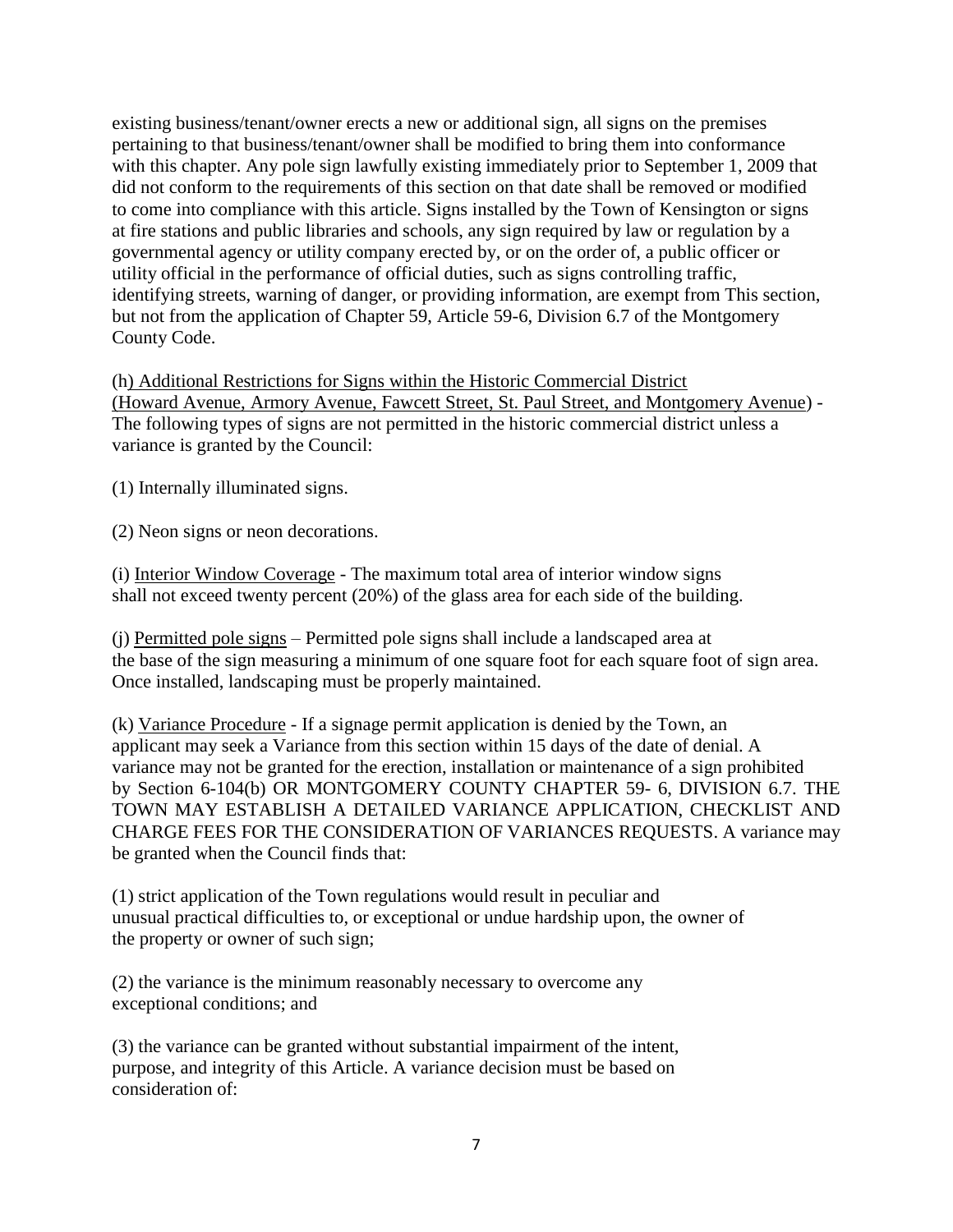existing business/tenant/owner erects a new or additional sign, all signs on the premises pertaining to that business/tenant/owner shall be modified to bring them into conformance with this chapter. Any pole sign lawfully existing immediately prior to September 1, 2009 that did not conform to the requirements of this section on that date shall be removed or modified to come into compliance with this article. Signs installed by the Town of Kensington or signs at fire stations and public libraries and schools, any sign required by law or regulation by a governmental agency or utility company erected by, or on the order of, a public officer or utility official in the performance of official duties, such as signs controlling traffic, identifying streets, warning of danger, or providing information, are exempt from This section, but not from the application of Chapter 59, Article 59-6, Division 6.7 of the Montgomery County Code.

(h) Additional Restrictions for Signs within the Historic Commercial District (Howard Avenue, Armory Avenue, Fawcett Street, St. Paul Street, and Montgomery Avenue) - The following types of signs are not permitted in the historic commercial district unless a variance is granted by the Council:

(1) Internally illuminated signs.

(2) Neon signs or neon decorations.

(i) Interior Window Coverage - The maximum total area of interior window signs shall not exceed twenty percent (20%) of the glass area for each side of the building.

(j) Permitted pole signs – Permitted pole signs shall include a landscaped area at the base of the sign measuring a minimum of one square foot for each square foot of sign area. Once installed, landscaping must be properly maintained.

(k) Variance Procedure - If a signage permit application is denied by the Town, an applicant may seek a Variance from this section within 15 days of the date of denial. A variance may not be granted for the erection, installation or maintenance of a sign prohibited by Section 6-104(b) OR MONTGOMERY COUNTY CHAPTER 59- 6, DIVISION 6.7. THE TOWN MAY ESTABLISH A DETAILED VARIANCE APPLICATION, CHECKLIST AND CHARGE FEES FOR THE CONSIDERATION OF VARIANCES REQUESTS. A variance may be granted when the Council finds that:

(1) strict application of the Town regulations would result in peculiar and unusual practical difficulties to, or exceptional or undue hardship upon, the owner of the property or owner of such sign;

(2) the variance is the minimum reasonably necessary to overcome any exceptional conditions; and

(3) the variance can be granted without substantial impairment of the intent, purpose, and integrity of this Article. A variance decision must be based on consideration of: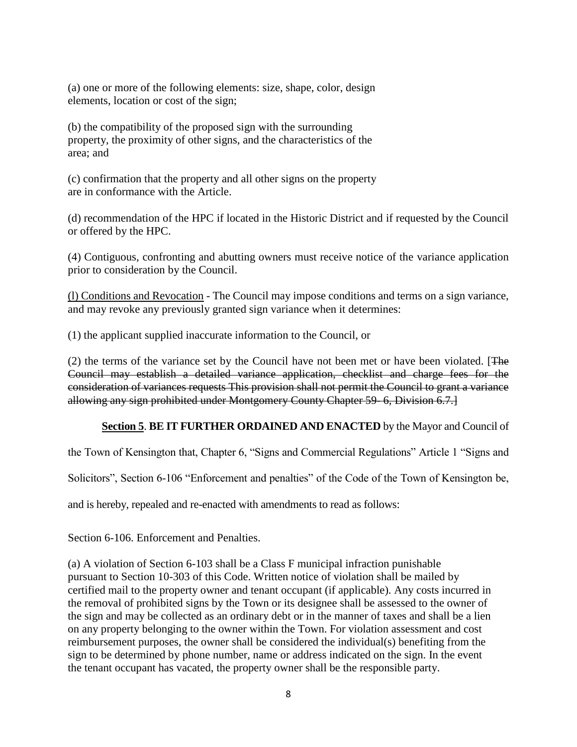(a) one or more of the following elements: size, shape, color, design elements, location or cost of the sign;

(b) the compatibility of the proposed sign with the surrounding property, the proximity of other signs, and the characteristics of the area; and

(c) confirmation that the property and all other signs on the property are in conformance with the Article.

(d) recommendation of the HPC if located in the Historic District and if requested by the Council or offered by the HPC.

(4) Contiguous, confronting and abutting owners must receive notice of the variance application prior to consideration by the Council.

<u>(l) Conditions and Revocation</u> - The Council may impose conditions and terms on a sign variance, and may revoke any previously granted sign variance when it determines:

(1) the applicant supplied inaccurate information to the Council, or

(2) the terms of the variance set by the Council have not been met or have been violated. [~~The Council may establish a detailed variance application, checklist and charge fees for the consideration of variances requests This provision shall not permit the Council to grant a variance allowing any sign prohibited under Montgomery County Chapter 59- 6, Division 6.7.~~]

**<u>Section 5</u>**. **BE IT FURTHER ORDAINED AND ENACTED** by the Mayor and Council of the Town of Kensington that, Chapter 6, "Signs and Commercial Regulations" Article 1 "Signs and Solicitors", Section 6-106 "Enforcement and penalties" of the Code of the Town of Kensington be, and is hereby, repealed and re-enacted with amendments to read as follows:

Section 6-106. Enforcement and Penalties.

(a) A violation of Section 6-103 shall be a Class F municipal infraction punishable pursuant to Section 10-303 of this Code. Written notice of violation shall be mailed by certified mail to the property owner and tenant occupant (if applicable). Any costs incurred in the removal of prohibited signs by the Town or its designee shall be assessed to the owner of the sign and may be collected as an ordinary debt or in the manner of taxes and shall be a lien on any property belonging to the owner within the Town. For violation assessment and cost reimbursement purposes, the owner shall be considered the individual(s) benefiting from the sign to be determined by phone number, name or address indicated on the sign. In the event the tenant occupant has vacated, the property owner shall be the responsible party.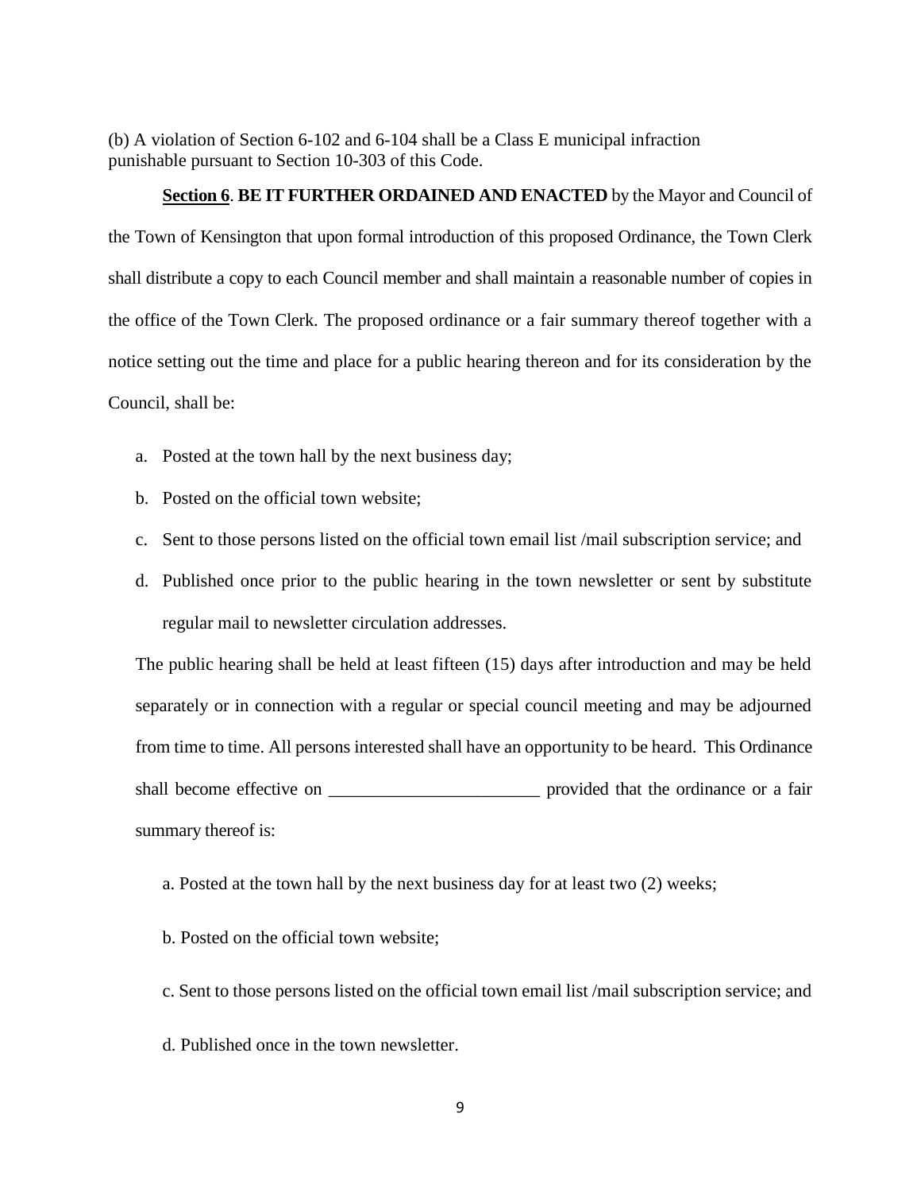(b) A violation of Section 6-102 and 6-104 shall be a Class E municipal infraction punishable pursuant to Section 10-303 of this Code.

**Section 6**. **BE IT FURTHER ORDAINED AND ENACTED** by the Mayor and Council of the Town of Kensington that upon formal introduction of this proposed Ordinance, the Town Clerk shall distribute a copy to each Council member and shall maintain a reasonable number of copies in the office of the Town Clerk. The proposed ordinance or a fair summary thereof together with a notice setting out the time and place for a public hearing thereon and for its consideration by the Council, shall be:

a. Posted at the town hall by the next business day;

b. Posted on the official town website;

c. Sent to those persons listed on the official town email list /mail subscription service; and

d. Published once prior to the public hearing in the town newsletter or sent by substitute regular mail to newsletter circulation addresses.

The public hearing shall be held at least fifteen (15) days after introduction and may be held separately or in connection with a regular or special council meeting and may be adjourned from time to time. All persons interested shall have an opportunity to be heard. This Ordinance shall become effective on ________________________ provided that the ordinance or a fair summary thereof is:

a. Posted at the town hall by the next business day for at least two (2) weeks;

b. Posted on the official town website;

c. Sent to those persons listed on the official town email list /mail subscription service; and

d. Published once in the town newsletter.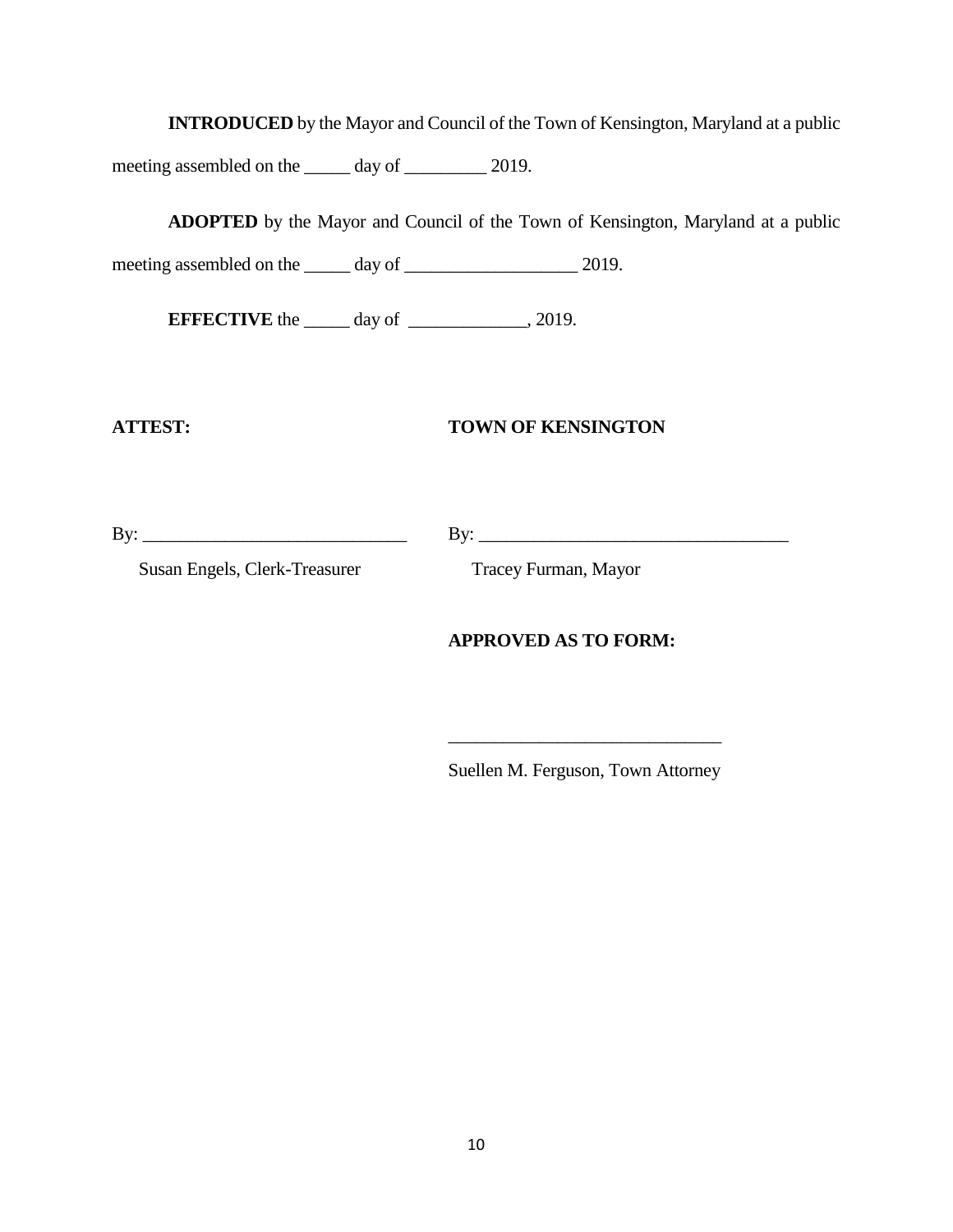**INTRODUCED** by the Mayor and Council of the Town of Kensington, Maryland at a public meeting assembled on the _____ day of _________ 2019.

**ADOPTED** by the Mayor and Council of the Town of Kensington, Maryland at a public meeting assembled on the _____ day of ___________________ 2019.

**EFFECTIVE** the _____ day of _____________, 2019.

**ATTEST:**

By: _____________________________

Susan Engels, Clerk-Treasurer

**TOWN OF KENSINGTON**

By: __________________________________

Tracey Furman, Mayor

**APPROVED AS TO FORM:**

______________________________

Suellen M. Ferguson, Town Attorney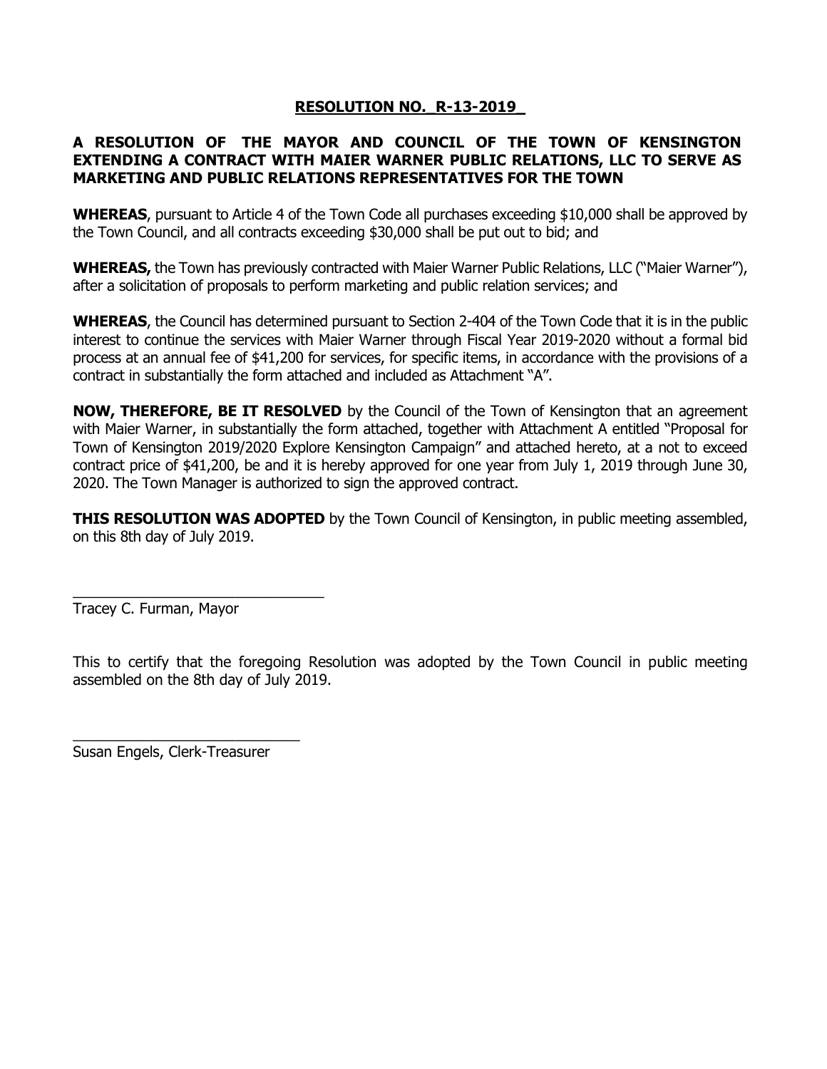**RESOLUTION NO. _R-13-2019_**

**A RESOLUTION OF THE MAYOR AND COUNCIL OF THE TOWN OF KENSINGTON EXTENDING A CONTRACT WITH MAIER WARNER PUBLIC RELATIONS, LLC TO SERVE AS MARKETING AND PUBLIC RELATIONS REPRESENTATIVES FOR THE TOWN**

**WHEREAS**, pursuant to Article 4 of the Town Code all purchases exceeding $10,000 shall be approved by the Town Council, and all contracts exceeding $30,000 shall be put out to bid; and

**WHEREAS,** the Town has previously contracted with Maier Warner Public Relations, LLC ("Maier Warner"), after a solicitation of proposals to perform marketing and public relation services; and

**WHEREAS**, the Council has determined pursuant to Section 2-404 of the Town Code that it is in the public interest to continue the services with Maier Warner through Fiscal Year 2019-2020 without a formal bid process at an annual fee of $41,200 for services, for specific items, in accordance with the provisions of a contract in substantially the form attached and included as Attachment "A".

**NOW, THEREFORE, BE IT RESOLVED** by the Council of the Town of Kensington that an agreement with Maier Warner, in substantially the form attached, together with Attachment A entitled "Proposal for Town of Kensington 2019/2020 Explore Kensington Campaign" and attached hereto, at a not to exceed contract price of $41,200, be and it is hereby approved for one year from July 1, 2019 through June 30, 2020. The Town Manager is authorized to sign the approved contract.

**THIS RESOLUTION WAS ADOPTED** by the Town Council of Kensington, in public meeting assembled, on this 8th day of July 2019.

_______________________________
Tracey C. Furman, Mayor

This to certify that the foregoing Resolution was adopted by the Town Council in public meeting assembled on the 8th day of July 2019.

____________________________
Susan Engels, Clerk-Treasurer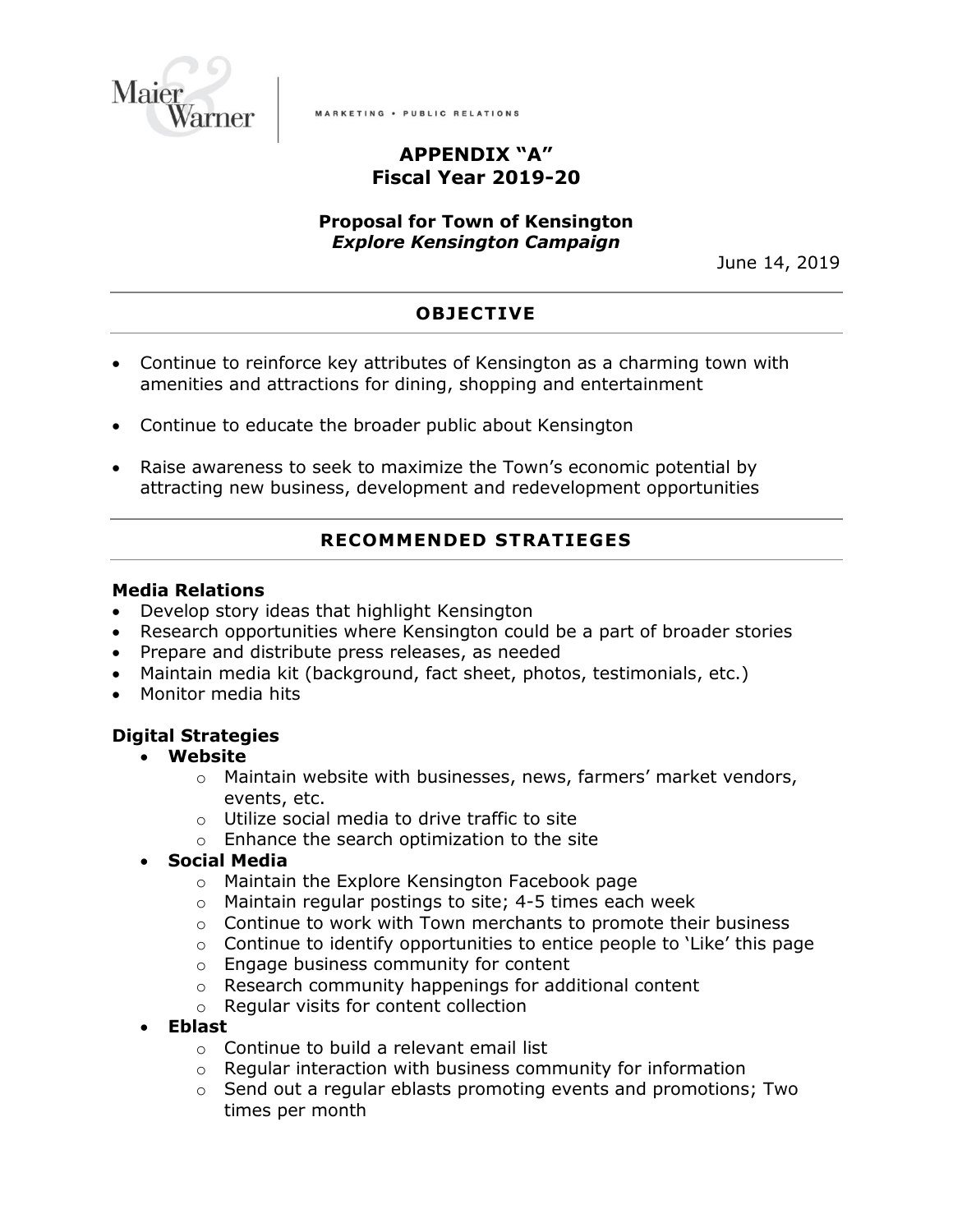Maier & Warner | MARKETING • PUBLIC RELATIONS

# APPENDIX "A"
# Fiscal Year 2019-20

### Proposal for Town of Kensington
### *Explore Kensington Campaign*

June 14, 2019

---

## OBJECTIVE

---

- Continue to reinforce key attributes of Kensington as a charming town with amenities and attractions for dining, shopping and entertainment
- Continue to educate the broader public about Kensington
- Raise awareness to seek to maximize the Town's economic potential by attracting new business, development and redevelopment opportunities

---

## RECOMMENDED STRATIEGES

---

**Media Relations**
- Develop story ideas that highlight Kensington
- Research opportunities where Kensington could be a part of broader stories
- Prepare and distribute press releases, as needed
- Maintain media kit (background, fact sheet, photos, testimonials, etc.)
- Monitor media hits

**Digital Strategies**
- **Website**
  - Maintain website with businesses, news, farmers' market vendors, events, etc.
  - Utilize social media to drive traffic to site
  - Enhance the search optimization to the site
- **Social Media**
  - Maintain the Explore Kensington Facebook page
  - Maintain regular postings to site; 4-5 times each week
  - Continue to work with Town merchants to promote their business
  - Continue to identify opportunities to entice people to 'Like' this page
  - Engage business community for content
  - Research community happenings for additional content
  - Regular visits for content collection
- **Eblast**
  - Continue to build a relevant email list
  - Regular interaction with business community for information
  - Send out a regular eblasts promoting events and promotions; Two times per month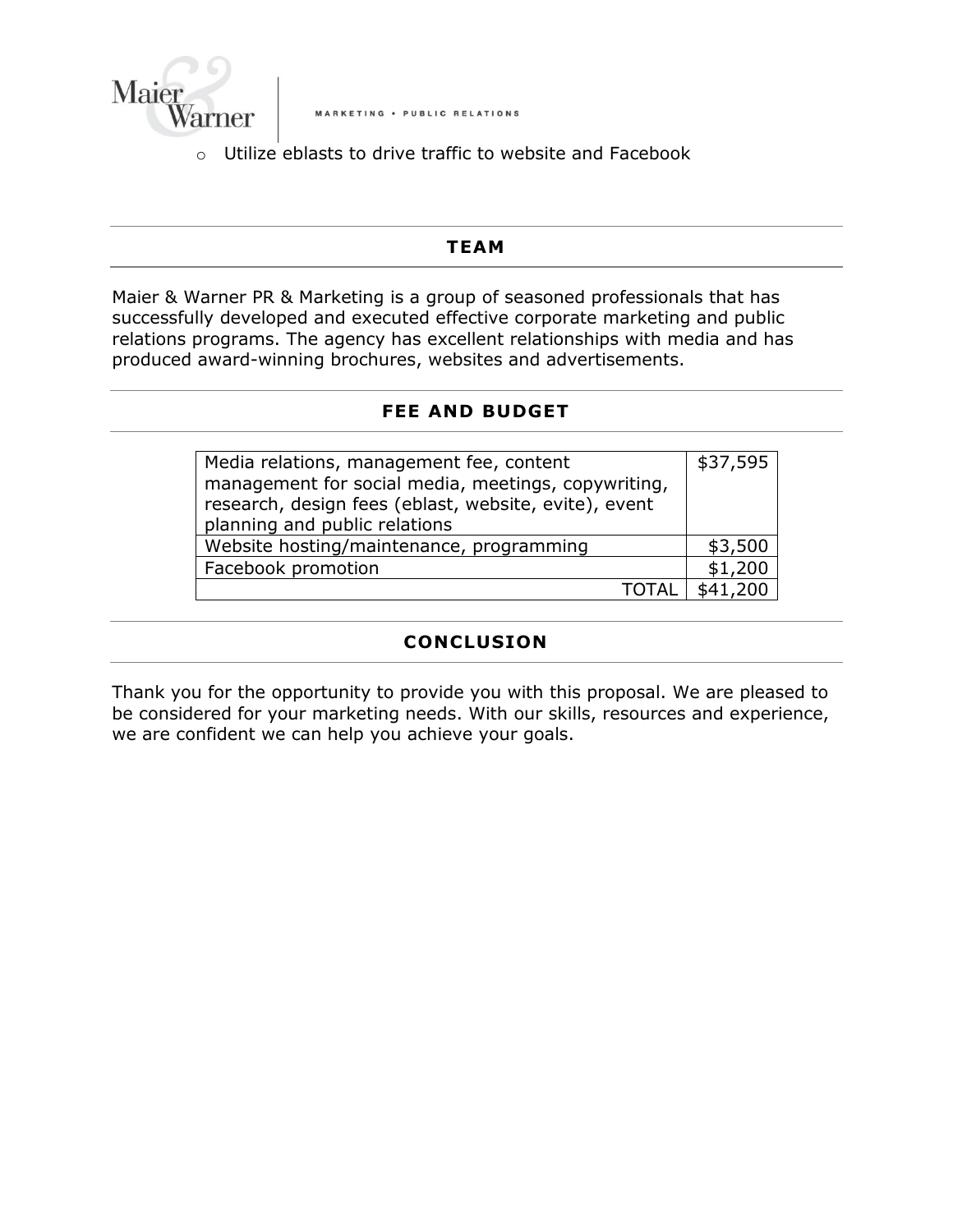- Utilize eblasts to drive traffic to website and Facebook

## TEAM

Maier & Warner PR & Marketing is a group of seasoned professionals that has successfully developed and executed effective corporate marketing and public relations programs. The agency has excellent relationships with media and has produced award-winning brochures, websites and advertisements.

## FEE AND BUDGET

| | |
|---|---|
| Media relations, management fee, content management for social media, meetings, copywriting, research, design fees (eblast, website, evite), event planning and public relations | $37,595 |
| Website hosting/maintenance, programming | $3,500 |
| Facebook promotion | $1,200 |
| TOTAL | $41,200 |

## CONCLUSION

Thank you for the opportunity to provide you with this proposal. We are pleased to be considered for your marketing needs. With our skills, resources and experience, we are confident we can help you achieve your goals.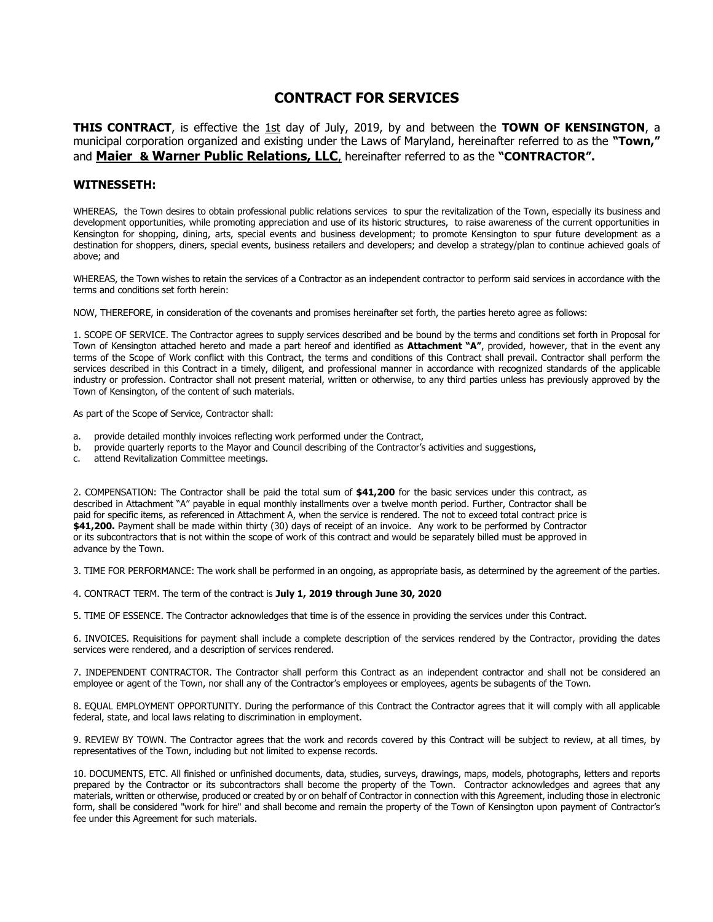# CONTRACT FOR SERVICES

**THIS CONTRACT**, is effective the 1st day of July, 2019, by and between the **TOWN OF KENSINGTON**, a municipal corporation organized and existing under the Laws of Maryland, hereinafter referred to as the **"Town,"** and **Maier & Warner Public Relations, LLC**, hereinafter referred to as the **"CONTRACTOR".**

## WITNESSETH:

WHEREAS, the Town desires to obtain professional public relations services to spur the revitalization of the Town, especially its business and development opportunities, while promoting appreciation and use of its historic structures, to raise awareness of the current opportunities in Kensington for shopping, dining, arts, special events and business development; to promote Kensington to spur future development as a destination for shoppers, diners, special events, business retailers and developers; and develop a strategy/plan to continue achieved goals of above; and

WHEREAS, the Town wishes to retain the services of a Contractor as an independent contractor to perform said services in accordance with the terms and conditions set forth herein:

NOW, THEREFORE, in consideration of the covenants and promises hereinafter set forth, the parties hereto agree as follows:

1. SCOPE OF SERVICE. The Contractor agrees to supply services described and be bound by the terms and conditions set forth in Proposal for Town of Kensington attached hereto and made a part hereof and identified as **Attachment "A"**, provided, however, that in the event any terms of the Scope of Work conflict with this Contract, the terms and conditions of this Contract shall prevail. Contractor shall perform the services described in this Contract in a timely, diligent, and professional manner in accordance with recognized standards of the applicable industry or profession. Contractor shall not present material, written or otherwise, to any third parties unless has previously approved by the Town of Kensington, of the content of such materials.

As part of the Scope of Service, Contractor shall:

a. provide detailed monthly invoices reflecting work performed under the Contract,
b. provide quarterly reports to the Mayor and Council describing of the Contractor's activities and suggestions,
c. attend Revitalization Committee meetings.

2. COMPENSATION: The Contractor shall be paid the total sum of **$41,200** for the basic services under this contract, as described in Attachment "A" payable in equal monthly installments over a twelve month period. Further, Contractor shall be paid for specific items, as referenced in Attachment A, when the service is rendered. The not to exceed total contract price is **$41,200.** Payment shall be made within thirty (30) days of receipt of an invoice. Any work to be performed by Contractor or its subcontractors that is not within the scope of work of this contract and would be separately billed must be approved in advance by the Town.

3. TIME FOR PERFORMANCE: The work shall be performed in an ongoing, as appropriate basis, as determined by the agreement of the parties.

4. CONTRACT TERM. The term of the contract is **July 1, 2019 through June 30, 2020**

5. TIME OF ESSENCE. The Contractor acknowledges that time is of the essence in providing the services under this Contract.

6. INVOICES. Requisitions for payment shall include a complete description of the services rendered by the Contractor, providing the dates services were rendered, and a description of services rendered.

7. INDEPENDENT CONTRACTOR. The Contractor shall perform this Contract as an independent contractor and shall not be considered an employee or agent of the Town, nor shall any of the Contractor's employees or employees, agents be subagents of the Town.

8. EQUAL EMPLOYMENT OPPORTUNITY. During the performance of this Contract the Contractor agrees that it will comply with all applicable federal, state, and local laws relating to discrimination in employment.

9. REVIEW BY TOWN. The Contractor agrees that the work and records covered by this Contract will be subject to review, at all times, by representatives of the Town, including but not limited to expense records.

10. DOCUMENTS, ETC. All finished or unfinished documents, data, studies, surveys, drawings, maps, models, photographs, letters and reports prepared by the Contractor or its subcontractors shall become the property of the Town. Contractor acknowledges and agrees that any materials, written or otherwise, produced or created by or on behalf of Contractor in connection with this Agreement, including those in electronic form, shall be considered "work for hire" and shall become and remain the property of the Town of Kensington upon payment of Contractor's fee under this Agreement for such materials.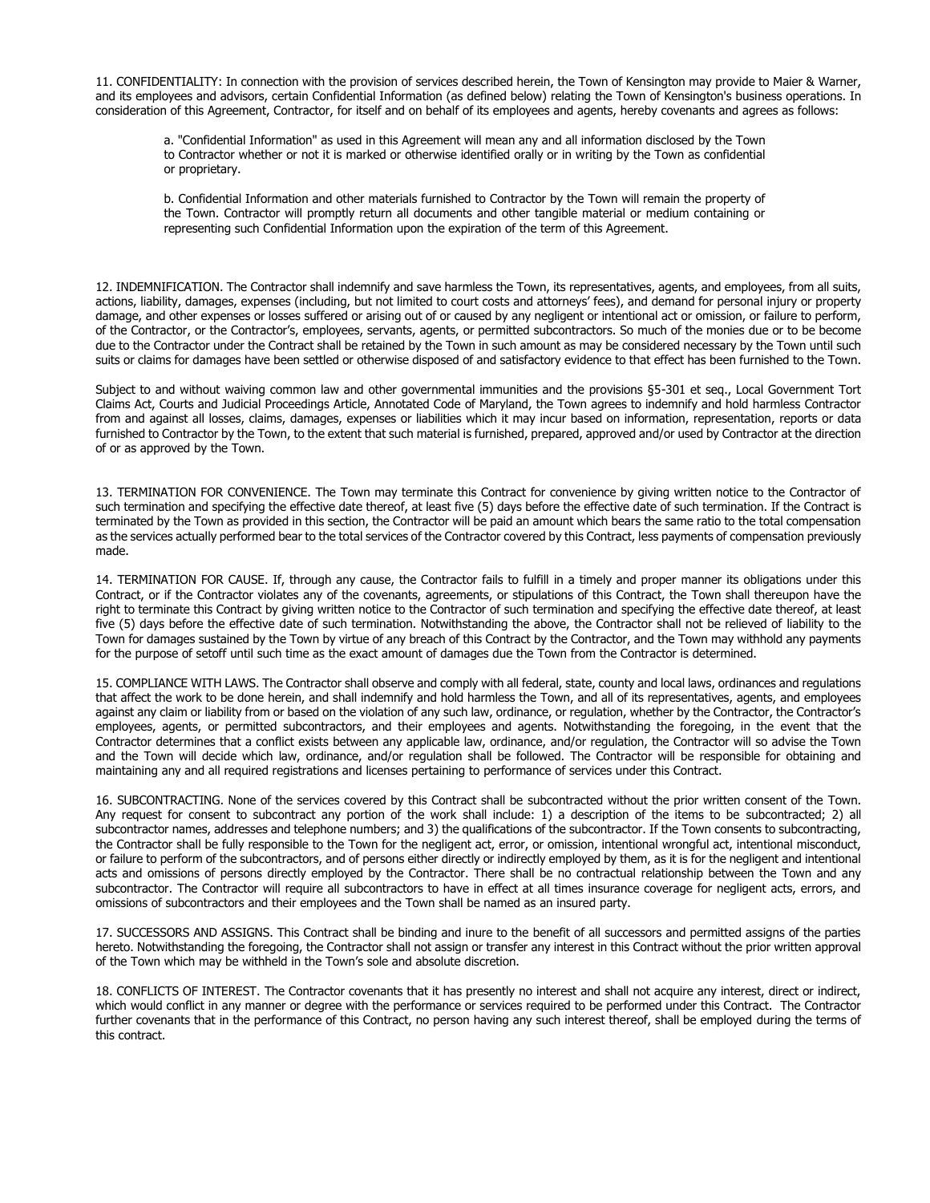11. CONFIDENTIALITY: In connection with the provision of services described herein, the Town of Kensington may provide to Maier & Warner, and its employees and advisors, certain Confidential Information (as defined below) relating the Town of Kensington's business operations. In consideration of this Agreement, Contractor, for itself and on behalf of its employees and agents, hereby covenants and agrees as follows:

> a. "Confidential Information" as used in this Agreement will mean any and all information disclosed by the Town to Contractor whether or not it is marked or otherwise identified orally or in writing by the Town as confidential or proprietary.
>
> b. Confidential Information and other materials furnished to Contractor by the Town will remain the property of the Town. Contractor will promptly return all documents and other tangible material or medium containing or representing such Confidential Information upon the expiration of the term of this Agreement.

12. INDEMNIFICATION. The Contractor shall indemnify and save harmless the Town, its representatives, agents, and employees, from all suits, actions, liability, damages, expenses (including, but not limited to court costs and attorneys' fees), and demand for personal injury or property damage, and other expenses or losses suffered or arising out of or caused by any negligent or intentional act or omission, or failure to perform, of the Contractor, or the Contractor's, employees, servants, agents, or permitted subcontractors. So much of the monies due or to be become due to the Contractor under the Contract shall be retained by the Town in such amount as may be considered necessary by the Town until such suits or claims for damages have been settled or otherwise disposed of and satisfactory evidence to that effect has been furnished to the Town.

Subject to and without waiving common law and other governmental immunities and the provisions §5-301 et seq., Local Government Tort Claims Act, Courts and Judicial Proceedings Article, Annotated Code of Maryland, the Town agrees to indemnify and hold harmless Contractor from and against all losses, claims, damages, expenses or liabilities which it may incur based on information, representation, reports or data furnished to Contractor by the Town, to the extent that such material is furnished, prepared, approved and/or used by Contractor at the direction of or as approved by the Town.

13. TERMINATION FOR CONVENIENCE. The Town may terminate this Contract for convenience by giving written notice to the Contractor of such termination and specifying the effective date thereof, at least five (5) days before the effective date of such termination. If the Contract is terminated by the Town as provided in this section, the Contractor will be paid an amount which bears the same ratio to the total compensation as the services actually performed bear to the total services of the Contractor covered by this Contract, less payments of compensation previously made.

14. TERMINATION FOR CAUSE. If, through any cause, the Contractor fails to fulfill in a timely and proper manner its obligations under this Contract, or if the Contractor violates any of the covenants, agreements, or stipulations of this Contract, the Town shall thereupon have the right to terminate this Contract by giving written notice to the Contractor of such termination and specifying the effective date thereof, at least five (5) days before the effective date of such termination. Notwithstanding the above, the Contractor shall not be relieved of liability to the Town for damages sustained by the Town by virtue of any breach of this Contract by the Contractor, and the Town may withhold any payments for the purpose of setoff until such time as the exact amount of damages due the Town from the Contractor is determined.

15. COMPLIANCE WITH LAWS. The Contractor shall observe and comply with all federal, state, county and local laws, ordinances and regulations that affect the work to be done herein, and shall indemnify and hold harmless the Town, and all of its representatives, agents, and employees against any claim or liability from or based on the violation of any such law, ordinance, or regulation, whether by the Contractor, the Contractor's employees, agents, or permitted subcontractors, and their employees and agents. Notwithstanding the foregoing, in the event that the Contractor determines that a conflict exists between any applicable law, ordinance, and/or regulation, the Contractor will so advise the Town and the Town will decide which law, ordinance, and/or regulation shall be followed. The Contractor will be responsible for obtaining and maintaining any and all required registrations and licenses pertaining to performance of services under this Contract.

16. SUBCONTRACTING. None of the services covered by this Contract shall be subcontracted without the prior written consent of the Town. Any request for consent to subcontract any portion of the work shall include: 1) a description of the items to be subcontracted; 2) all subcontractor names, addresses and telephone numbers; and 3) the qualifications of the subcontractor. If the Town consents to subcontracting, the Contractor shall be fully responsible to the Town for the negligent act, error, or omission, intentional wrongful act, intentional misconduct, or failure to perform of the subcontractors, and of persons either directly or indirectly employed by them, as it is for the negligent and intentional acts and omissions of persons directly employed by the Contractor. There shall be no contractual relationship between the Town and any subcontractor. The Contractor will require all subcontractors to have in effect at all times insurance coverage for negligent acts, errors, and omissions of subcontractors and their employees and the Town shall be named as an insured party.

17. SUCCESSORS AND ASSIGNS. This Contract shall be binding and inure to the benefit of all successors and permitted assigns of the parties hereto. Notwithstanding the foregoing, the Contractor shall not assign or transfer any interest in this Contract without the prior written approval of the Town which may be withheld in the Town's sole and absolute discretion.

18. CONFLICTS OF INTEREST. The Contractor covenants that it has presently no interest and shall not acquire any interest, direct or indirect, which would conflict in any manner or degree with the performance or services required to be performed under this Contract. The Contractor further covenants that in the performance of this Contract, no person having any such interest thereof, shall be employed during the terms of this contract.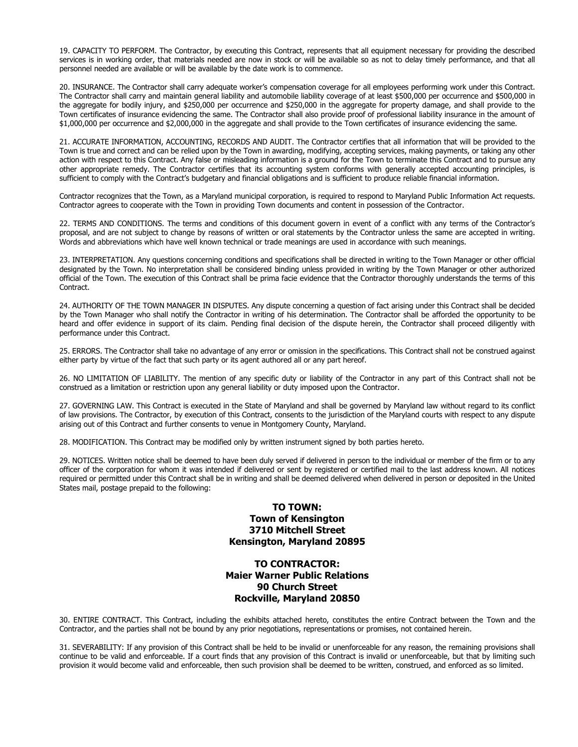19. CAPACITY TO PERFORM. The Contractor, by executing this Contract, represents that all equipment necessary for providing the described services is in working order, that materials needed are now in stock or will be available so as not to delay timely performance, and that all personnel needed are available or will be available by the date work is to commence.

20. INSURANCE. The Contractor shall carry adequate worker's compensation coverage for all employees performing work under this Contract. The Contractor shall carry and maintain general liability and automobile liability coverage of at least $500,000 per occurrence and $500,000 in the aggregate for bodily injury, and $250,000 per occurrence and $250,000 in the aggregate for property damage, and shall provide to the Town certificates of insurance evidencing the same. The Contractor shall also provide proof of professional liability insurance in the amount of $1,000,000 per occurrence and $2,000,000 in the aggregate and shall provide to the Town certificates of insurance evidencing the same.

21. ACCURATE INFORMATION, ACCOUNTING, RECORDS AND AUDIT. The Contractor certifies that all information that will be provided to the Town is true and correct and can be relied upon by the Town in awarding, modifying, accepting services, making payments, or taking any other action with respect to this Contract. Any false or misleading information is a ground for the Town to terminate this Contract and to pursue any other appropriate remedy. The Contractor certifies that its accounting system conforms with generally accepted accounting principles, is sufficient to comply with the Contract's budgetary and financial obligations and is sufficient to produce reliable financial information.

Contractor recognizes that the Town, as a Maryland municipal corporation, is required to respond to Maryland Public Information Act requests. Contractor agrees to cooperate with the Town in providing Town documents and content in possession of the Contractor.

22. TERMS AND CONDITIONS. The terms and conditions of this document govern in event of a conflict with any terms of the Contractor's proposal, and are not subject to change by reasons of written or oral statements by the Contractor unless the same are accepted in writing. Words and abbreviations which have well known technical or trade meanings are used in accordance with such meanings.

23. INTERPRETATION. Any questions concerning conditions and specifications shall be directed in writing to the Town Manager or other official designated by the Town. No interpretation shall be considered binding unless provided in writing by the Town Manager or other authorized official of the Town. The execution of this Contract shall be prima facie evidence that the Contractor thoroughly understands the terms of this Contract.

24. AUTHORITY OF THE TOWN MANAGER IN DISPUTES. Any dispute concerning a question of fact arising under this Contract shall be decided by the Town Manager who shall notify the Contractor in writing of his determination. The Contractor shall be afforded the opportunity to be heard and offer evidence in support of its claim. Pending final decision of the dispute herein, the Contractor shall proceed diligently with performance under this Contract.

25. ERRORS. The Contractor shall take no advantage of any error or omission in the specifications. This Contract shall not be construed against either party by virtue of the fact that such party or its agent authored all or any part hereof.

26. NO LIMITATION OF LIABILITY. The mention of any specific duty or liability of the Contractor in any part of this Contract shall not be construed as a limitation or restriction upon any general liability or duty imposed upon the Contractor.

27. GOVERNING LAW. This Contract is executed in the State of Maryland and shall be governed by Maryland law without regard to its conflict of law provisions. The Contractor, by execution of this Contract, consents to the jurisdiction of the Maryland courts with respect to any dispute arising out of this Contract and further consents to venue in Montgomery County, Maryland.

28. MODIFICATION. This Contract may be modified only by written instrument signed by both parties hereto.

29. NOTICES. Written notice shall be deemed to have been duly served if delivered in person to the individual or member of the firm or to any officer of the corporation for whom it was intended if delivered or sent by registered or certified mail to the last address known. All notices required or permitted under this Contract shall be in writing and shall be deemed delivered when delivered in person or deposited in the United States mail, postage prepaid to the following:

**TO TOWN:**
**Town of Kensington**
**3710 Mitchell Street**
**Kensington, Maryland 20895**

**TO CONTRACTOR:**
**Maier Warner Public Relations**
**90 Church Street**
**Rockville, Maryland 20850**

30. ENTIRE CONTRACT. This Contract, including the exhibits attached hereto, constitutes the entire Contract between the Town and the Contractor, and the parties shall not be bound by any prior negotiations, representations or promises, not contained herein.

31. SEVERABILITY: If any provision of this Contract shall be held to be invalid or unenforceable for any reason, the remaining provisions shall continue to be valid and enforceable. If a court finds that any provision of this Contract is invalid or unenforceable, but that by limiting such provision it would become valid and enforceable, then such provision shall be deemed to be written, construed, and enforced as so limited.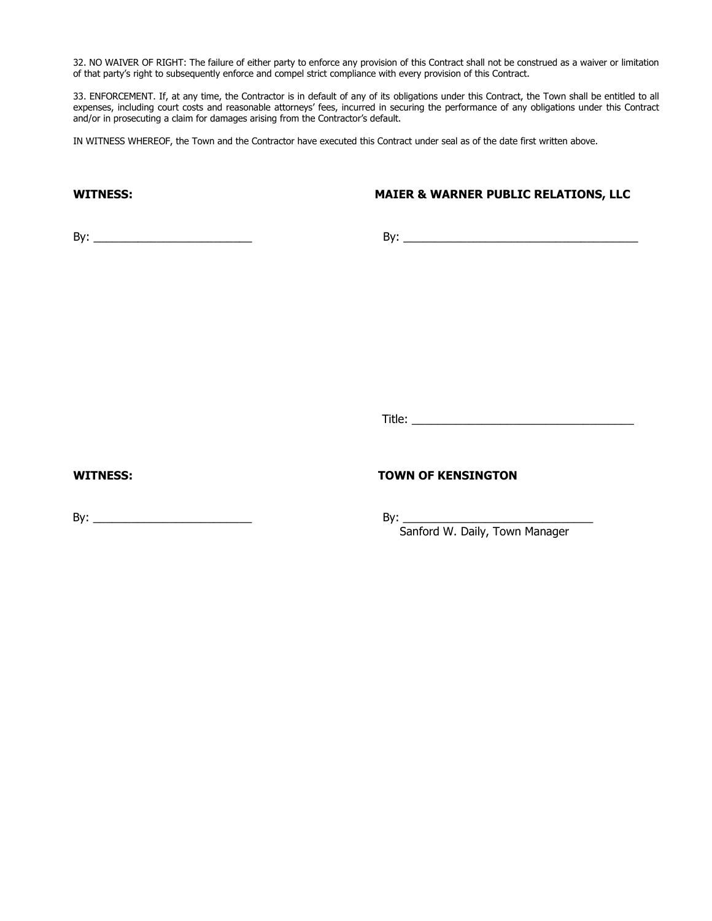32. NO WAIVER OF RIGHT: The failure of either party to enforce any provision of this Contract shall not be construed as a waiver or limitation of that party's right to subsequently enforce and compel strict compliance with every provision of this Contract.

33. ENFORCEMENT. If, at any time, the Contractor is in default of any of its obligations under this Contract, the Town shall be entitled to all expenses, including court costs and reasonable attorneys' fees, incurred in securing the performance of any obligations under this Contract and/or in prosecuting a claim for damages arising from the Contractor's default.

IN WITNESS WHEREOF, the Town and the Contractor have executed this Contract under seal as of the date first written above.

**WITNESS:**

By: _________________________

**MAIER & WARNER PUBLIC RELATIONS, LLC**

By: _____________________________________

Title: __________________________________

**WITNESS:**

By: _________________________

**TOWN OF KENSINGTON**

By: _____________________________
Sanford W. Daily, Town Manager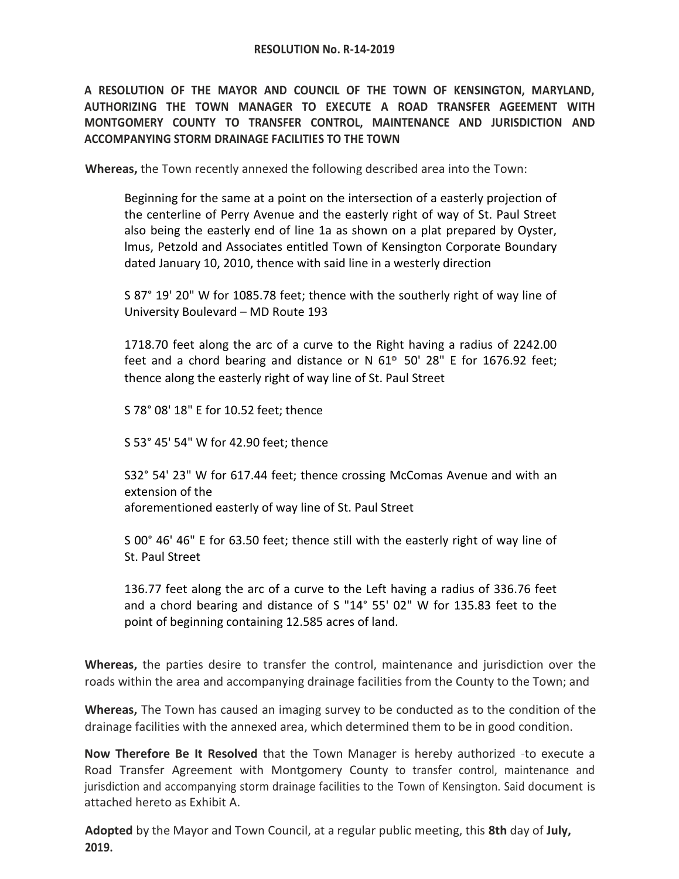**RESOLUTION No. R-14-2019**

**A RESOLUTION OF THE MAYOR AND COUNCIL OF THE TOWN OF KENSINGTON, MARYLAND, AUTHORIZING THE TOWN MANAGER TO EXECUTE A ROAD TRANSFER AGEEMENT WITH MONTGOMERY COUNTY TO TRANSFER CONTROL, MAINTENANCE AND JURISDICTION AND ACCOMPANYING STORM DRAINAGE FACILITIES TO THE TOWN**

**Whereas,** the Town recently annexed the following described area into the Town:

> Beginning for the same at a point on the intersection of a easterly projection of the centerline of Perry Avenue and the easterly right of way of St. Paul Street also being the easterly end of line 1a as shown on a plat prepared by Oyster, lmus, Petzold and Associates entitled Town of Kensington Corporate Boundary dated January 10, 2010, thence with said line in a westerly direction
>
> S 87° 19' 20" W for 1085.78 feet; thence with the southerly right of way line of University Boulevard – MD Route 193
>
> 1718.70 feet along the arc of a curve to the Right having a radius of 2242.00 feet and a chord bearing and distance or N 61° 50' 28" E for 1676.92 feet; thence along the easterly right of way line of St. Paul Street
>
> S 78° 08' 18" E for 10.52 feet; thence
>
> S 53° 45' 54" W for 42.90 feet; thence
>
> S32° 54' 23" W for 617.44 feet; thence crossing McComas Avenue and with an extension of the
> aforementioned easterly of way line of St. Paul Street
>
> S 00° 46' 46" E for 63.50 feet; thence still with the easterly right of way line of St. Paul Street
>
> 136.77 feet along the arc of a curve to the Left having a radius of 336.76 feet and a chord bearing and distance of S "14° 55' 02" W for 135.83 feet to the point of beginning containing 12.585 acres of land.

**Whereas,** the parties desire to transfer the control, maintenance and jurisdiction over the roads within the area and accompanying drainage facilities from the County to the Town; and

**Whereas,** The Town has caused an imaging survey to be conducted as to the condition of the drainage facilities with the annexed area, which determined them to be in good condition.

**Now Therefore Be It Resolved** that the Town Manager is hereby authorized to execute a Road Transfer Agreement with Montgomery County to transfer control, maintenance and jurisdiction and accompanying storm drainage facilities to the Town of Kensington. Said document is attached hereto as Exhibit A.

**Adopted** by the Mayor and Town Council, at a regular public meeting, this **8th** day of **July, 2019.**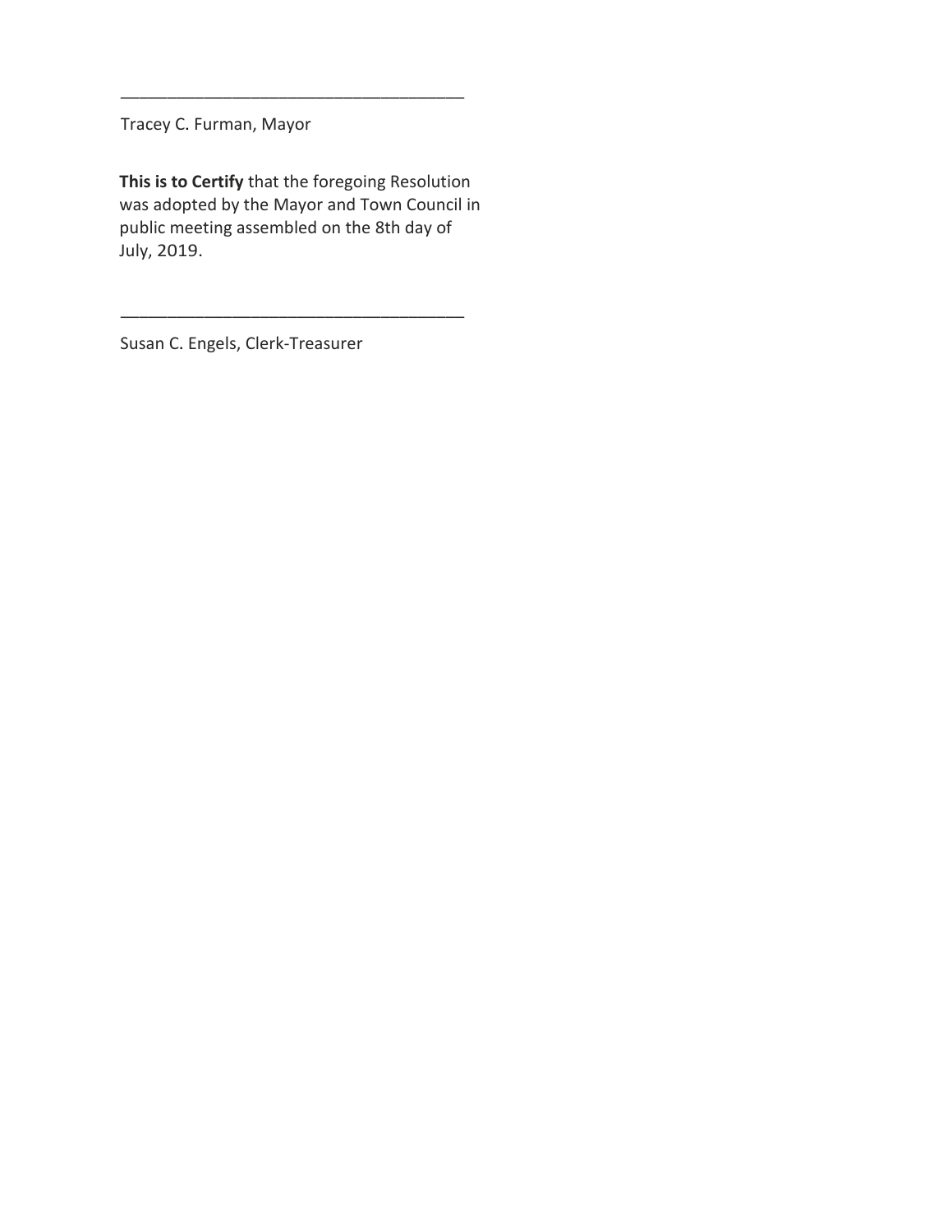\_\_\_\_\_\_\_\_\_\_\_\_\_\_\_\_\_\_\_\_\_\_\_\_\_\_\_\_\_\_\_\_\_\_\_\_\_\_

Tracey C. Furman, Mayor

**This is to Certify** that the foregoing Resolution was adopted by the Mayor and Town Council in public meeting assembled on the 8th day of July, 2019.

\_\_\_\_\_\_\_\_\_\_\_\_\_\_\_\_\_\_\_\_\_\_\_\_\_\_\_\_\_\_\_\_\_\_\_\_\_\_

Susan C. Engels, Clerk-Treasurer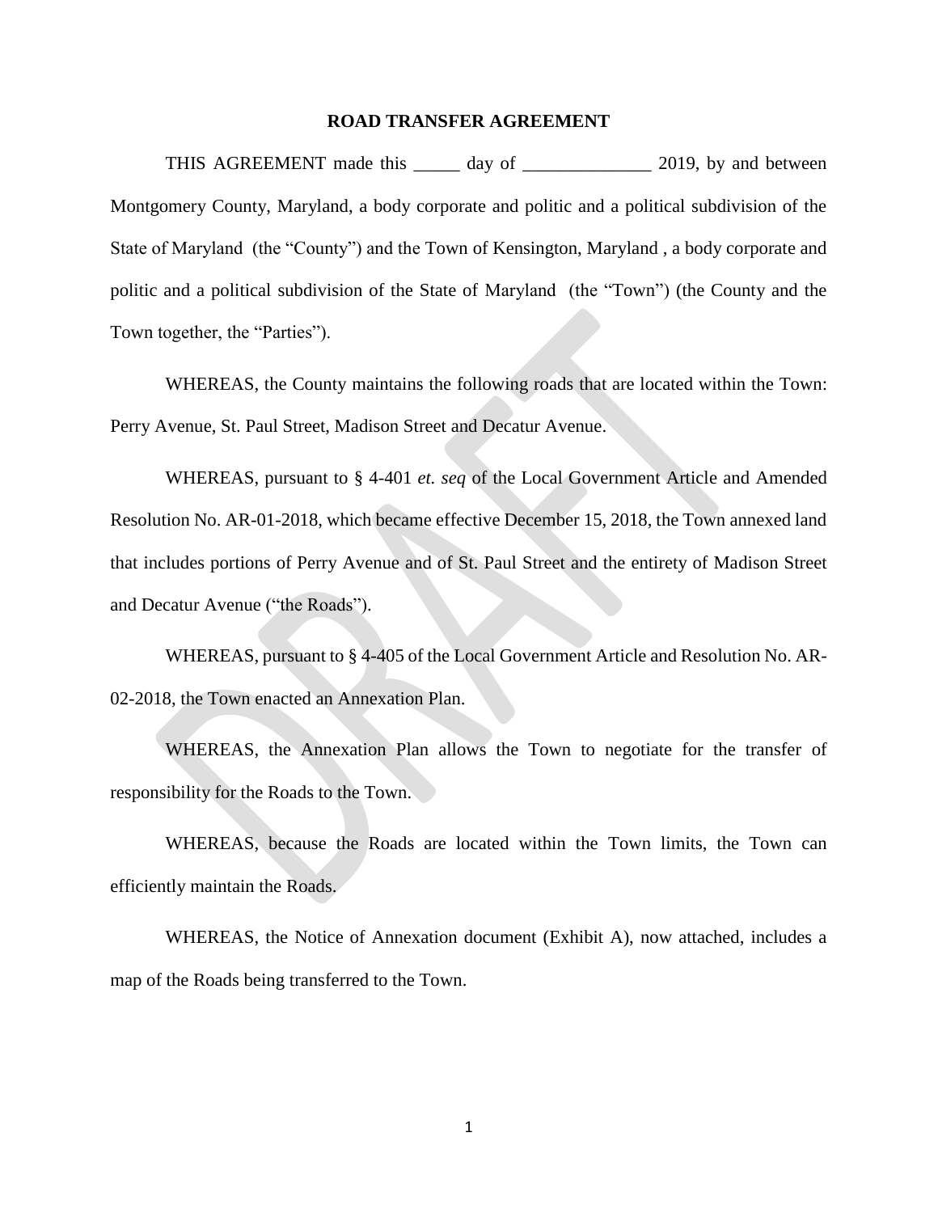**ROAD TRANSFER AGREEMENT**

THIS AGREEMENT made this _____ day of ______________ 2019, by and between Montgomery County, Maryland, a body corporate and politic and a political subdivision of the State of Maryland (the "County") and the Town of Kensington, Maryland , a body corporate and politic and a political subdivision of the State of Maryland (the "Town") (the County and the Town together, the "Parties").

WHEREAS, the County maintains the following roads that are located within the Town: Perry Avenue, St. Paul Street, Madison Street and Decatur Avenue.

WHEREAS, pursuant to § 4-401 *et. seq* of the Local Government Article and Amended Resolution No. AR-01-2018, which became effective December 15, 2018, the Town annexed land that includes portions of Perry Avenue and of St. Paul Street and the entirety of Madison Street and Decatur Avenue ("the Roads").

WHEREAS, pursuant to § 4-405 of the Local Government Article and Resolution No. AR-02-2018, the Town enacted an Annexation Plan.

WHEREAS, the Annexation Plan allows the Town to negotiate for the transfer of responsibility for the Roads to the Town.

WHEREAS, because the Roads are located within the Town limits, the Town can efficiently maintain the Roads.

WHEREAS, the Notice of Annexation document (Exhibit A), now attached, includes a map of the Roads being transferred to the Town.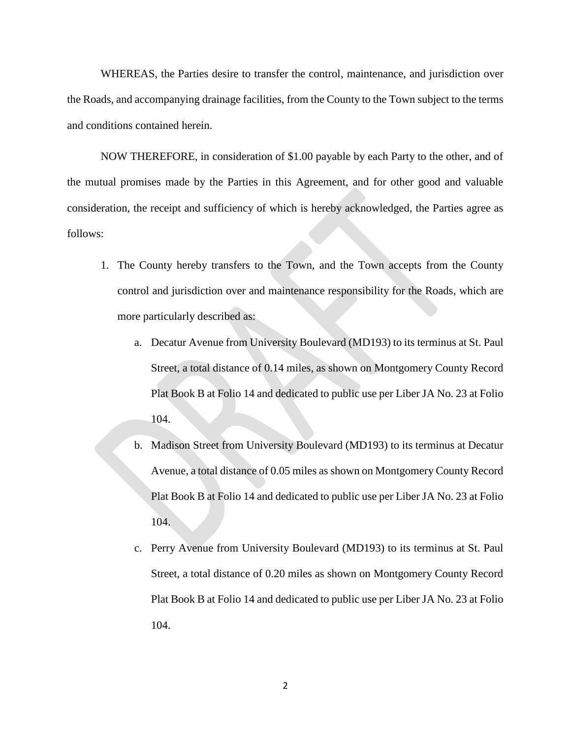WHEREAS, the Parties desire to transfer the control, maintenance, and jurisdiction over the Roads, and accompanying drainage facilities, from the County to the Town subject to the terms and conditions contained herein.

NOW THEREFORE, in consideration of $1.00 payable by each Party to the other, and of the mutual promises made by the Parties in this Agreement, and for other good and valuable consideration, the receipt and sufficiency of which is hereby acknowledged, the Parties agree as follows:

1. The County hereby transfers to the Town, and the Town accepts from the County control and jurisdiction over and maintenance responsibility for the Roads, which are more particularly described as:
   a. Decatur Avenue from University Boulevard (MD193) to its terminus at St. Paul Street, a total distance of 0.14 miles, as shown on Montgomery County Record Plat Book B at Folio 14 and dedicated to public use per Liber JA No. 23 at Folio 104.
   b. Madison Street from University Boulevard (MD193) to its terminus at Decatur Avenue, a total distance of 0.05 miles as shown on Montgomery County Record Plat Book B at Folio 14 and dedicated to public use per Liber JA No. 23 at Folio 104.
   c. Perry Avenue from University Boulevard (MD193) to its terminus at St. Paul Street, a total distance of 0.20 miles as shown on Montgomery County Record Plat Book B at Folio 14 and dedicated to public use per Liber JA No. 23 at Folio 104.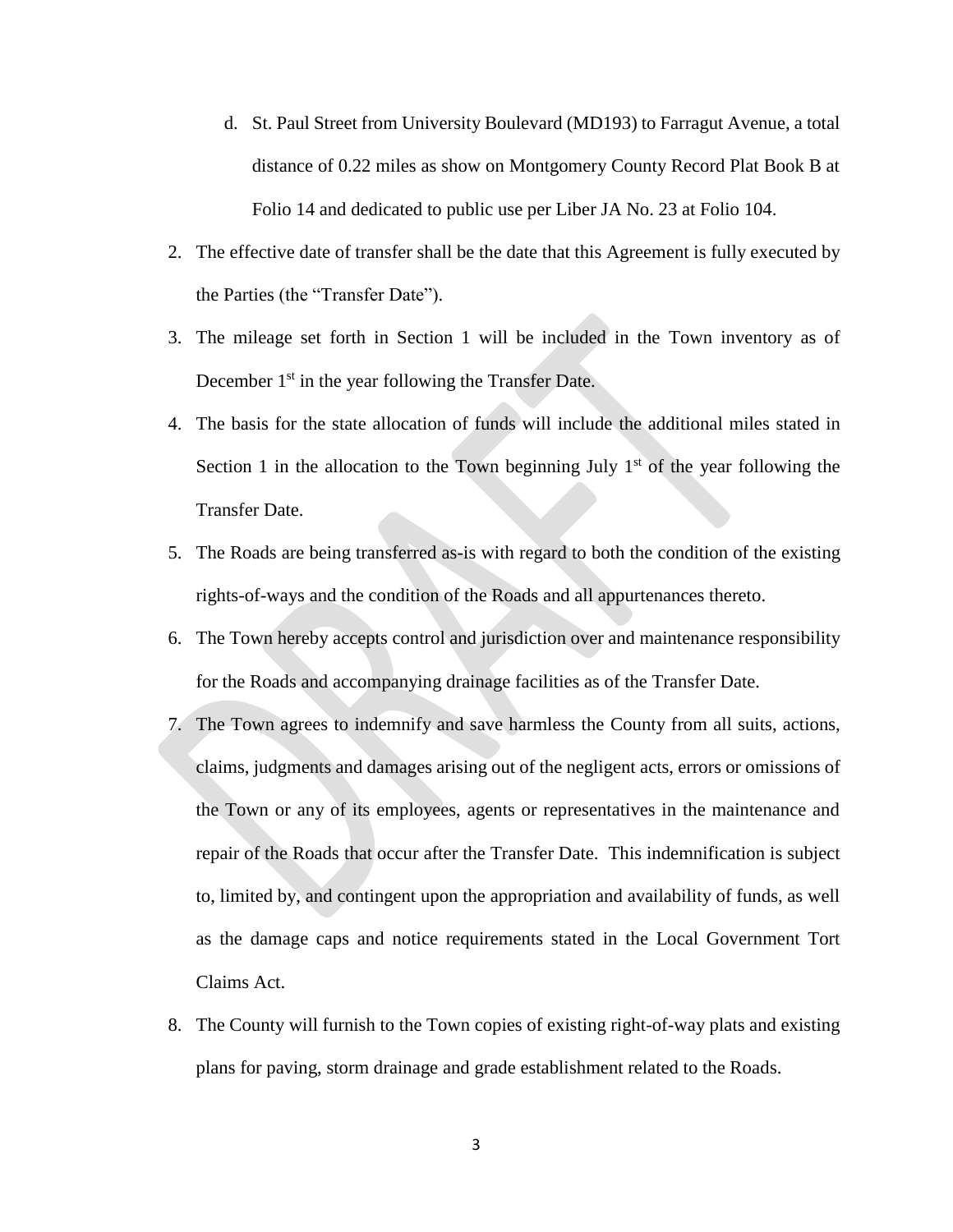d. St. Paul Street from University Boulevard (MD193) to Farragut Avenue, a total distance of 0.22 miles as show on Montgomery County Record Plat Book B at Folio 14 and dedicated to public use per Liber JA No. 23 at Folio 104.

2. The effective date of transfer shall be the date that this Agreement is fully executed by the Parties (the "Transfer Date").

3. The mileage set forth in Section 1 will be included in the Town inventory as of December 1st in the year following the Transfer Date.

4. The basis for the state allocation of funds will include the additional miles stated in Section 1 in the allocation to the Town beginning July 1st of the year following the Transfer Date.

5. The Roads are being transferred as-is with regard to both the condition of the existing rights-of-ways and the condition of the Roads and all appurtenances thereto.

6. The Town hereby accepts control and jurisdiction over and maintenance responsibility for the Roads and accompanying drainage facilities as of the Transfer Date.

7. The Town agrees to indemnify and save harmless the County from all suits, actions, claims, judgments and damages arising out of the negligent acts, errors or omissions of the Town or any of its employees, agents or representatives in the maintenance and repair of the Roads that occur after the Transfer Date. This indemnification is subject to, limited by, and contingent upon the appropriation and availability of funds, as well as the damage caps and notice requirements stated in the Local Government Tort Claims Act.

8. The County will furnish to the Town copies of existing right-of-way plats and existing plans for paving, storm drainage and grade establishment related to the Roads.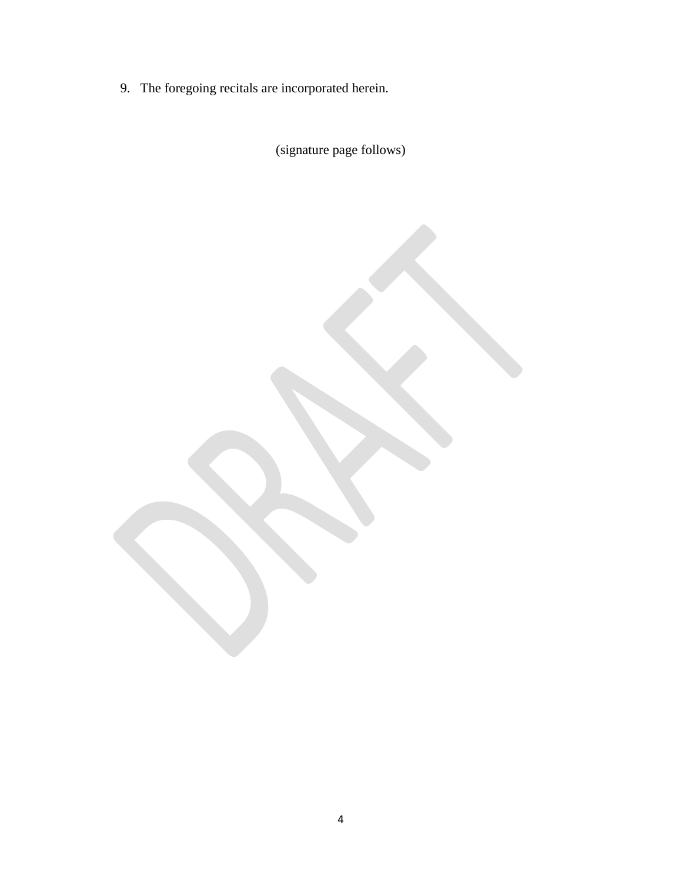9. The foregoing recitals are incorporated herein.

(signature page follows)

DRAFT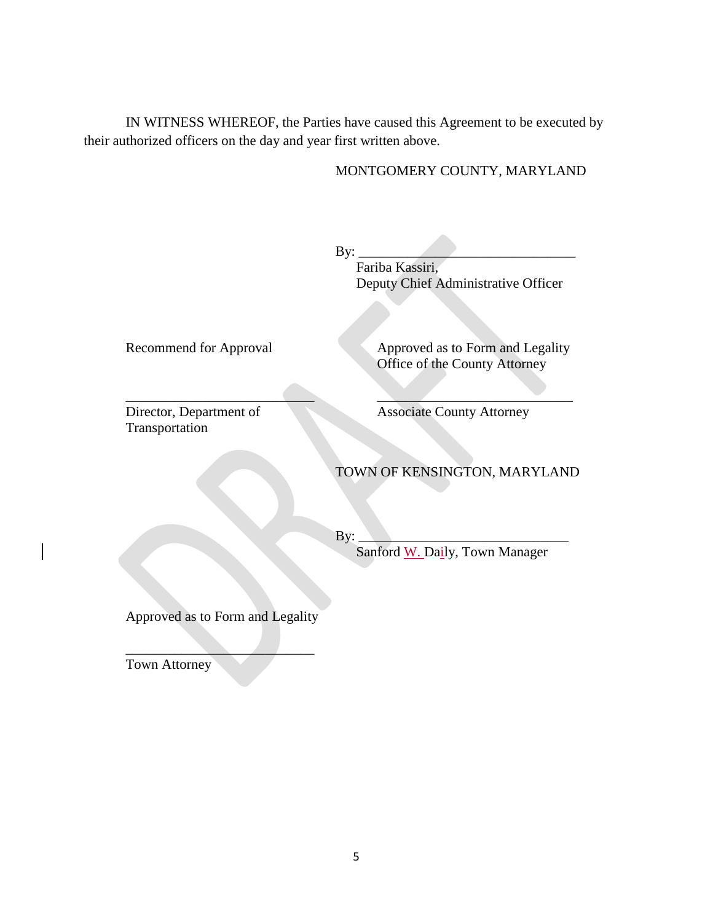IN WITNESS WHEREOF, the Parties have caused this Agreement to be executed by their authorized officers on the day and year first written above.

MONTGOMERY COUNTY, MARYLAND

By: ________________________________
Fariba Kassiri,
Deputy Chief Administrative Officer

Recommend for Approval

___________________________
Director, Department of Transportation

Approved as to Form and Legality
Office of the County Attorney

___________________________
Associate County Attorney

TOWN OF KENSINGTON, MARYLAND

By: ______________________________
Sanford W. Daily, Town Manager

Approved as to Form and Legality

___________________________
Town Attorney